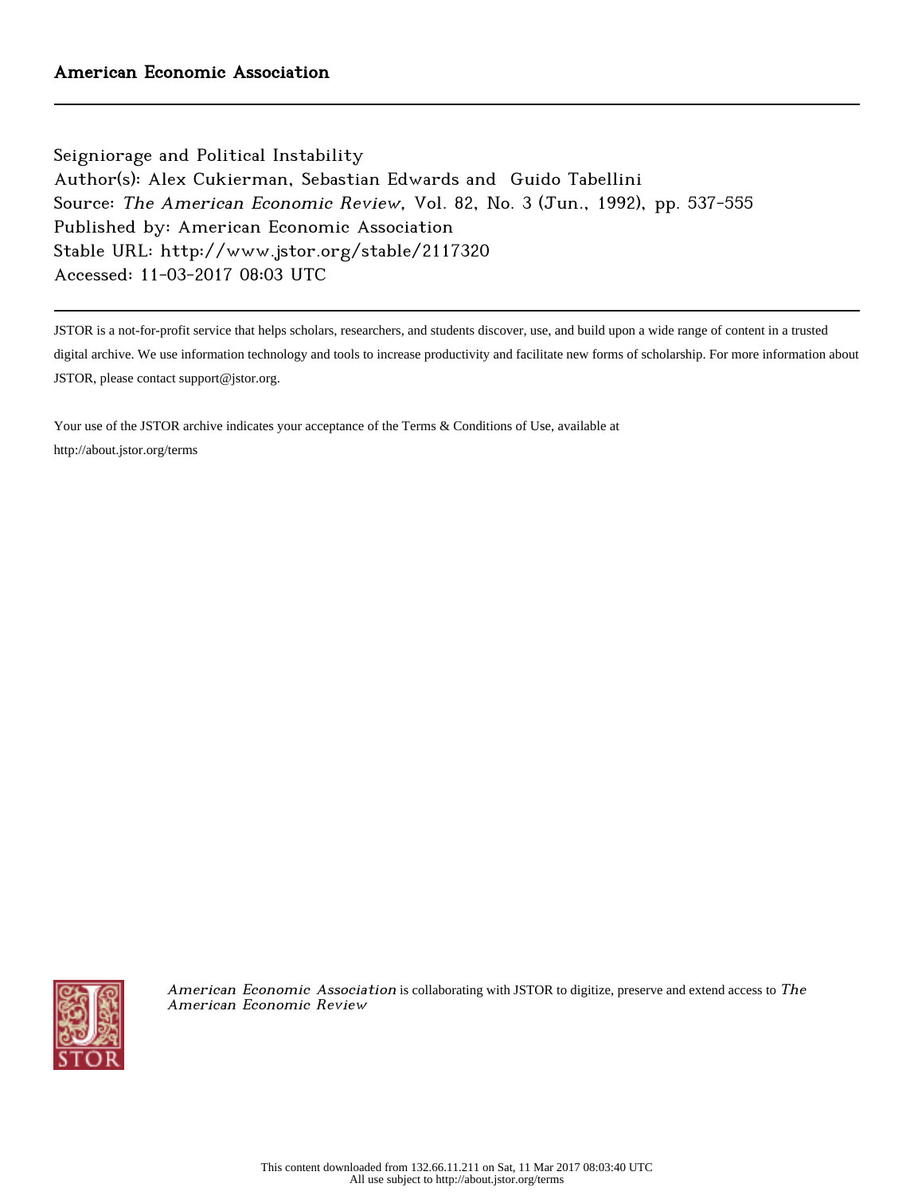American Economic Association

Seigniorage and Political Instability
Author(s): Alex Cukierman, Sebastian Edwards and Guido Tabellini
Source: *The American Economic Review*, Vol. 82, No. 3 (Jun., 1992), pp. 537-555
Published by: American Economic Association
Stable URL: http://www.jstor.org/stable/2117320
Accessed: 11-03-2017 08:03 UTC

JSTOR is a not-for-profit service that helps scholars, researchers, and students discover, use, and build upon a wide range of content in a trusted digital archive. We use information technology and tools to increase productivity and facilitate new forms of scholarship. For more information about JSTOR, please contact support@jstor.org.

Your use of the JSTOR archive indicates your acceptance of the Terms & Conditions of Use, available at
http://about.jstor.org/terms

*American Economic Association* is collaborating with JSTOR to digitize, preserve and extend access to *The American Economic Review*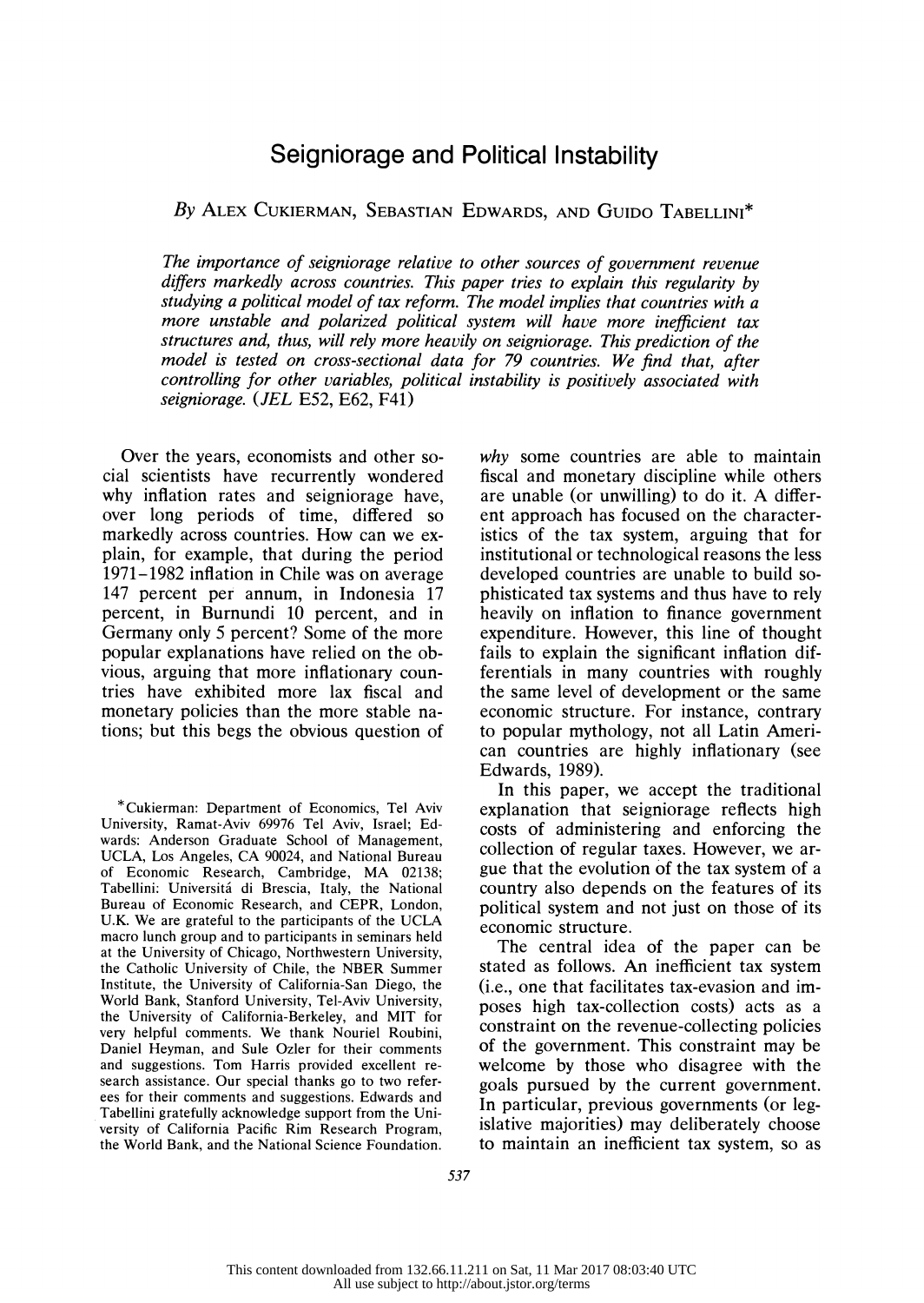# Seigniorage and Political Instability

*By* Alex Cukierman, Sebastian Edwards, and Guido Tabellini*

*The importance of seigniorage relative to other sources of government revenue differs markedly across countries. This paper tries to explain this regularity by studying a political model of tax reform. The model implies that countries with a more unstable and polarized political system will have more inefficient tax structures and, thus, will rely more heavily on seigniorage. This prediction of the model is tested on cross-sectional data for 79 countries. We find that, after controlling for other variables, political instability is positively associated with seigniorage.* (*JEL* E52, E62, F41)

Over the years, economists and other social scientists have recurrently wondered why inflation rates and seigniorage have, over long periods of time, differed so markedly across countries. How can we explain, for example, that during the period 1971–1982 inflation in Chile was on average 147 percent per annum, in Indonesia 17 percent, in Burnundi 10 percent, and in Germany only 5 percent? Some of the more popular explanations have relied on the obvious, arguing that more inflationary countries have exhibited more lax fiscal and monetary policies than the more stable nations; but this begs the obvious question of *why* some countries are able to maintain fiscal and monetary discipline while others are unable (or unwilling) to do it. A different approach has focused on the characteristics of the tax system, arguing that for institutional or technological reasons the less developed countries are unable to build sophisticated tax systems and thus have to rely heavily on inflation to finance government expenditure. However, this line of thought fails to explain the significant inflation differentials in many countries with roughly the same level of development or the same economic structure. For instance, contrary to popular mythology, not all Latin American countries are highly inflationary (see Edwards, 1989).

In this paper, we accept the traditional explanation that seigniorage reflects high costs of administering and enforcing the collection of regular taxes. However, we argue that the evolution of the tax system of a country also depends on the features of its political system and not just on those of its economic structure.

The central idea of the paper can be stated as follows. An inefficient tax system (i.e., one that facilitates tax-evasion and imposes high tax-collection costs) acts as a constraint on the revenue-collecting policies of the government. This constraint may be welcome by those who disagree with the goals pursued by the current government. In particular, previous governments (or legislative majorities) may deliberately choose to maintain an inefficient tax system, so as

*Cukierman: Department of Economics, Tel Aviv University, Ramat-Aviv 69976 Tel Aviv, Israel; Edwards: Anderson Graduate School of Management, UCLA, Los Angeles, CA 90024, and National Bureau of Economic Research, Cambridge, MA 02138; Tabellini: Universitá di Brescia, Italy, the National Bureau of Economic Research, and CEPR, London, U.K. We are grateful to the participants of the UCLA macro lunch group and to participants in seminars held at the University of Chicago, Northwestern University, the Catholic University of Chile, the NBER Summer Institute, the University of California-San Diego, the World Bank, Stanford University, Tel-Aviv University, the University of California-Berkeley, and MIT for very helpful comments. We thank Nouriel Roubini, Daniel Heyman, and Sule Ozler for their comments and suggestions. Tom Harris provided excellent research assistance. Our special thanks go to two referees for their comments and suggestions. Edwards and Tabellini gratefully acknowledge support from the University of California Pacific Rim Research Program, the World Bank, and the National Science Foundation.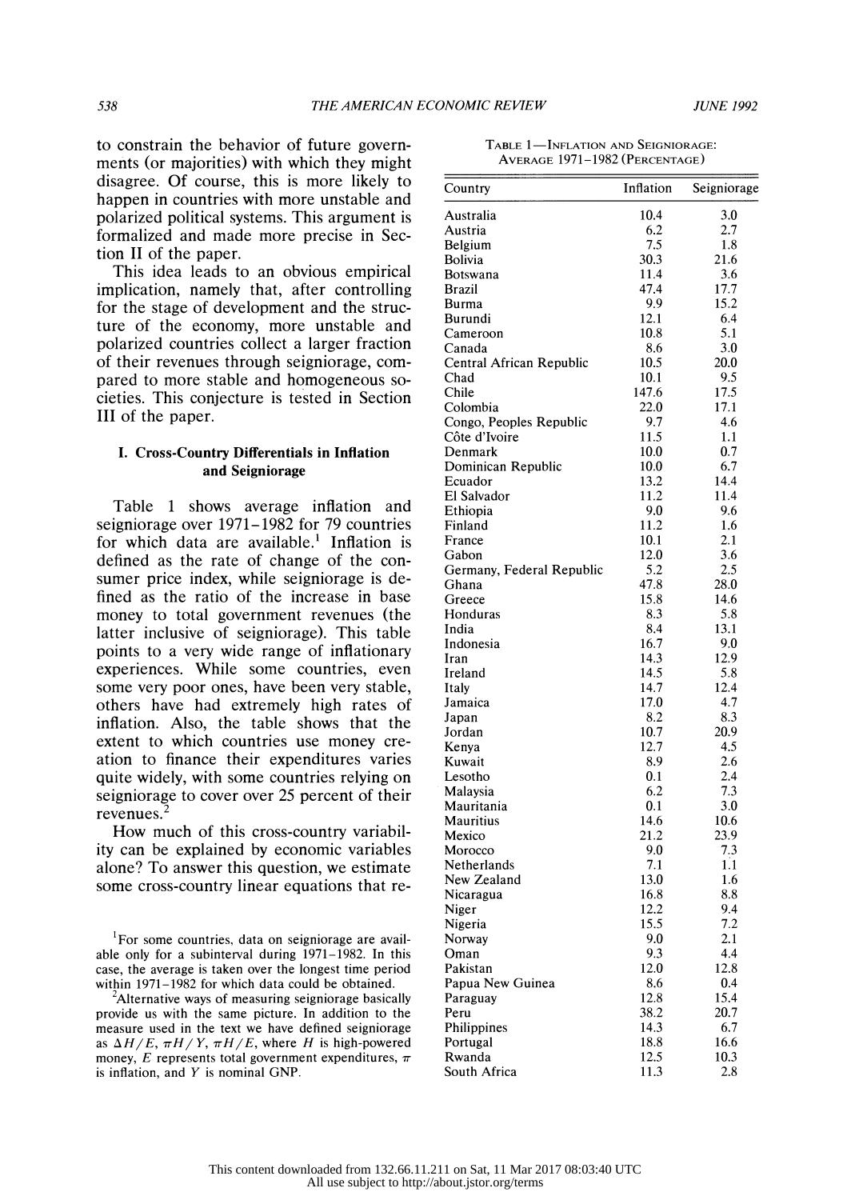to constrain the behavior of future governments (or majorities) with which they might disagree. Of course, this is more likely to happen in countries with more unstable and polarized political systems. This argument is formalized and made more precise in Section II of the paper.

This idea leads to an obvious empirical implication, namely that, after controlling for the stage of development and the structure of the economy, more unstable and polarized countries collect a larger fraction of their revenues through seigniorage, compared to more stable and homogeneous societies. This conjecture is tested in Section III of the paper.

## I. Cross-Country Differentials in Inflation and Seigniorage

Table 1 shows average inflation and seigniorage over 1971–1982 for 79 countries for which data are available.[1] Inflation is defined as the rate of change of the consumer price index, while seigniorage is defined as the ratio of the increase in base money to total government revenues (the latter inclusive of seigniorage). This table points to a very wide range of inflationary experiences. While some countries, even some very poor ones, have been very stable, others have had extremely high rates of inflation. Also, the table shows that the extent to which countries use money creation to finance their expenditures varies quite widely, with some countries relying on seigniorage to cover over 25 percent of their revenues.[2]

How much of this cross-country variability can be explained by economic variables alone? To answer this question, we estimate some cross-country linear equations that re-

TABLE 1—INFLATION AND SEIGNIORAGE: AVERAGE 1971–1982 (PERCENTAGE)

| Country | Inflation | Seigniorage |
|---|---|---|
| Australia | 10.4 | 3.0 |
| Austria | 6.2 | 2.7 |
| Belgium | 7.5 | 1.8 |
| Bolivia | 30.3 | 21.6 |
| Botswana | 11.4 | 3.6 |
| Brazil | 47.4 | 17.7 |
| Burma | 9.9 | 15.2 |
| Burundi | 12.1 | 6.4 |
| Cameroon | 10.8 | 5.1 |
| Canada | 8.6 | 3.0 |
| Central African Republic | 10.5 | 20.0 |
| Chad | 10.1 | 9.5 |
| Chile | 147.6 | 17.5 |
| Colombia | 22.0 | 17.1 |
| Congo, Peoples Republic | 9.7 | 4.6 |
| Côte d'Ivoire | 11.5 | 1.1 |
| Denmark | 10.0 | 0.7 |
| Dominican Republic | 10.0 | 6.7 |
| Ecuador | 13.2 | 14.4 |
| El Salvador | 11.2 | 11.4 |
| Ethiopia | 9.0 | 9.6 |
| Finland | 11.2 | 1.6 |
| France | 10.1 | 2.1 |
| Gabon | 12.0 | 3.6 |
| Germany, Federal Republic | 5.2 | 2.5 |
| Ghana | 47.8 | 28.0 |
| Greece | 15.8 | 14.6 |
| Honduras | 8.3 | 5.8 |
| India | 8.4 | 13.1 |
| Indonesia | 16.7 | 9.0 |
| Iran | 14.3 | 12.9 |
| Ireland | 14.5 | 5.8 |
| Italy | 14.7 | 12.4 |
| Jamaica | 17.0 | 4.7 |
| Japan | 8.2 | 8.3 |
| Jordan | 10.7 | 20.9 |
| Kenya | 12.7 | 4.5 |
| Kuwait | 8.9 | 2.6 |
| Lesotho | 0.1 | 2.4 |
| Malaysia | 6.2 | 7.3 |
| Mauritania | 0.1 | 3.0 |
| Mauritius | 14.6 | 10.6 |
| Mexico | 21.2 | 23.9 |
| Morocco | 9.0 | 7.3 |
| Netherlands | 7.1 | 1.1 |
| New Zealand | 13.0 | 1.6 |
| Nicaragua | 16.8 | 8.8 |
| Niger | 12.2 | 9.4 |
| Nigeria | 15.5 | 7.2 |
| Norway | 9.0 | 2.1 |
| Oman | 9.3 | 4.4 |
| Pakistan | 12.0 | 12.8 |
| Papua New Guinea | 8.6 | 0.4 |
| Paraguay | 12.8 | 15.4 |
| Peru | 38.2 | 20.7 |
| Philippines | 14.3 | 6.7 |
| Portugal | 18.8 | 16.6 |
| Rwanda | 12.5 | 10.3 |
| South Africa | 11.3 | 2.8 |

[1] For some countries, data on seigniorage are available only for a subinterval during 1971–1982. In this case, the average is taken over the longest time period within 1971–1982 for which data could be obtained.

[2] Alternative ways of measuring seigniorage basically provide us with the same picture. In addition to the measure used in the text we have defined seigniorage as $\Delta H/E$, $\pi H/Y$, $\pi H/E$, where $H$ is high-powered money, $E$ represents total government expenditures, $\pi$ is inflation, and $Y$ is nominal GNP.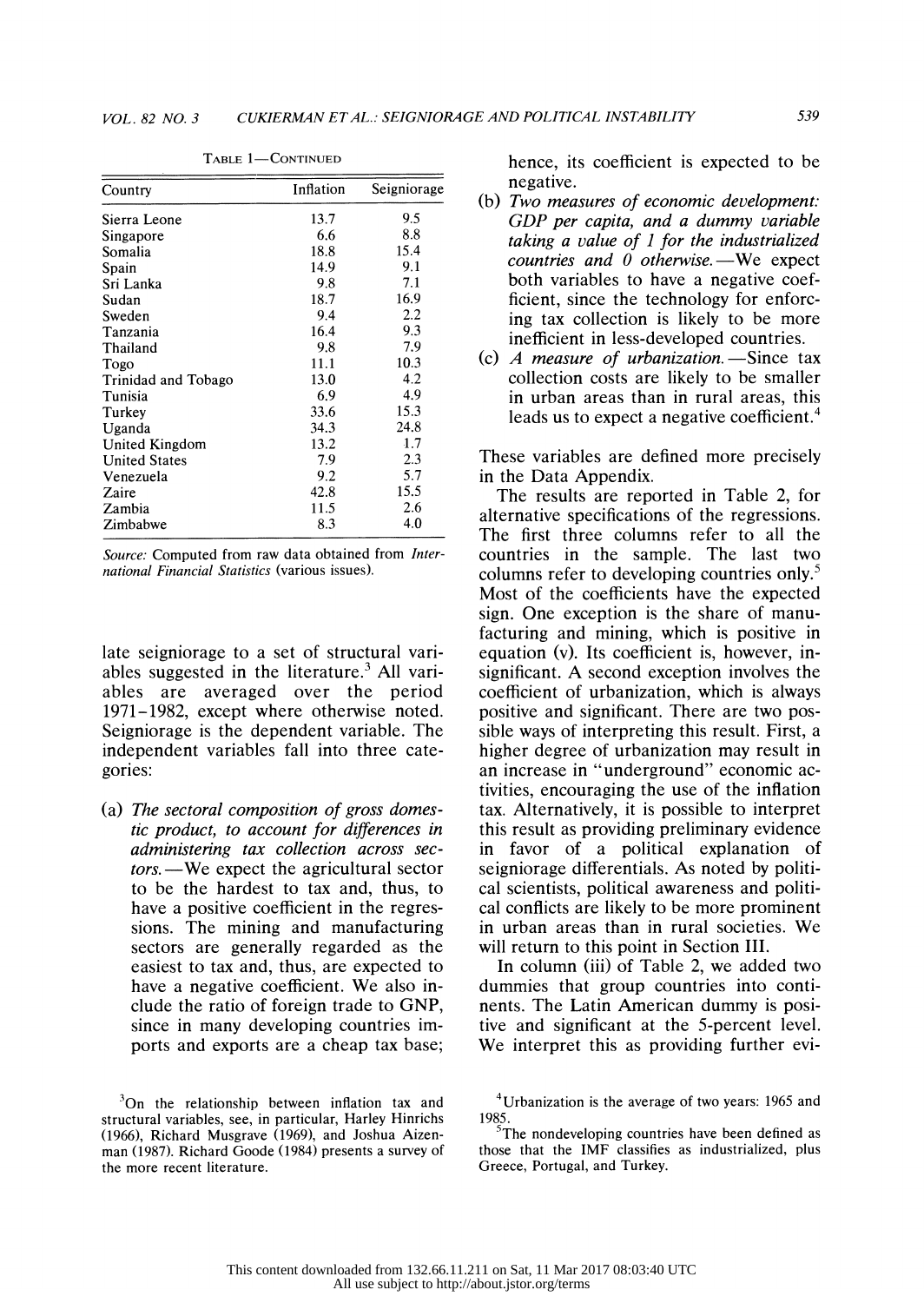TABLE 1—CONTINUED

| Country | Inflation | Seigniorage |
|---|---|---|
| Sierra Leone | 13.7 | 9.5 |
| Singapore | 6.6 | 8.8 |
| Somalia | 18.8 | 15.4 |
| Spain | 14.9 | 9.1 |
| Sri Lanka | 9.8 | 7.1 |
| Sudan | 18.7 | 16.9 |
| Sweden | 9.4 | 2.2 |
| Tanzania | 16.4 | 9.3 |
| Thailand | 9.8 | 7.9 |
| Togo | 11.1 | 10.3 |
| Trinidad and Tobago | 13.0 | 4.2 |
| Tunisia | 6.9 | 4.9 |
| Turkey | 33.6 | 15.3 |
| Uganda | 34.3 | 24.8 |
| United Kingdom | 13.2 | 1.7 |
| United States | 7.9 | 2.3 |
| Venezuela | 9.2 | 5.7 |
| Zaire | 42.8 | 15.5 |
| Zambia | 11.5 | 2.6 |
| Zimbabwe | 8.3 | 4.0 |

*Source:* Computed from raw data obtained from *International Financial Statistics* (various issues).

late seigniorage to a set of structural variables suggested in the literature.[3] All variables are averaged over the period 1971–1982, except where otherwise noted. Seigniorage is the dependent variable. The independent variables fall into three categories:

(a) *The sectoral composition of gross domestic product, to account for differences in administering tax collection across sectors.*—We expect the agricultural sector to be the hardest to tax and, thus, to have a positive coefficient in the regressions. The mining and manufacturing sectors are generally regarded as the easiest to tax and, thus, are expected to have a negative coefficient. We also include the ratio of foreign trade to GNP, since in many developing countries imports and exports are a cheap tax base; hence, its coefficient is expected to be negative.

(b) *Two measures of economic development: GDP per capita, and a dummy variable taking a value of 1 for the industrialized countries and 0 otherwise.*—We expect both variables to have a negative coefficient, since the technology for enforcing tax collection is likely to be more inefficient in less-developed countries.

(c) *A measure of urbanization.*—Since tax collection costs are likely to be smaller in urban areas than in rural areas, this leads us to expect a negative coefficient.[4]

These variables are defined more precisely in the Data Appendix.

The results are reported in Table 2, for alternative specifications of the regressions. The first three columns refer to all the countries in the sample. The last two columns refer to developing countries only.[5] Most of the coefficients have the expected sign. One exception is the share of manufacturing and mining, which is positive in equation (v). Its coefficient is, however, insignificant. A second exception involves the coefficient of urbanization, which is always positive and significant. There are two possible ways of interpreting this result. First, a higher degree of urbanization may result in an increase in "underground" economic activities, encouraging the use of the inflation tax. Alternatively, it is possible to interpret this result as providing preliminary evidence in favor of a political explanation of seigniorage differentials. As noted by political scientists, political awareness and political conflicts are likely to be more prominent in urban areas than in rural societies. We will return to this point in Section III.

In column (iii) of Table 2, we added two dummies that group countries into continents. The Latin American dummy is positive and significant at the 5-percent level. We interpret this as providing further evi-

[3]On the relationship between inflation tax and structural variables, see, in particular, Harley Hinrichs (1966), Richard Musgrave (1969), and Joshua Aizenman (1987). Richard Goode (1984) presents a survey of the more recent literature.

[4]Urbanization is the average of two years: 1965 and 1985.

[5]The nondeveloping countries have been defined as those that the IMF classifies as industrialized, plus Greece, Portugal, and Turkey.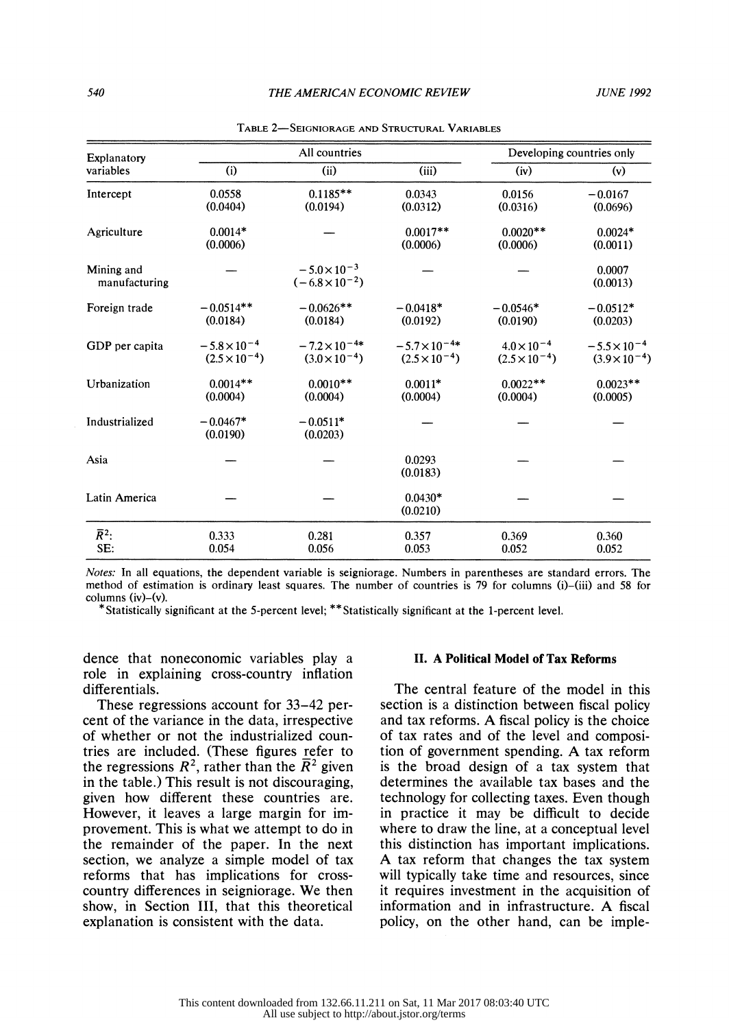TABLE 2—SEIGNIORAGE AND STRUCTURAL VARIABLES

| Explanatory variables | All countries | | | Developing countries only | |
|---|---|---|---|---|---|
| | (i) | (ii) | (iii) | (iv) | (v) |
| Intercept | 0.0558 (0.0404) | 0.1185** (0.0194) | 0.0343 (0.0312) | 0.0156 (0.0316) | −0.0167 (0.0696) |
| Agriculture | 0.0014* (0.0006) | — | 0.0017** (0.0006) | 0.0020** (0.0006) | 0.0024* (0.0011) |
| Mining and manufacturing | — | $-5.0\times10^{-3}$ $(-6.8\times10^{-2})$ | — | — | 0.0007 (0.0013) |
| Foreign trade | −0.0514** (0.0184) | −0.0626** (0.0184) | −0.0418* (0.0192) | −0.0546* (0.0190) | −0.0512* (0.0203) |
| GDP per capita | $-5.8\times10^{-4}$ $(2.5\times10^{-4})$ | $-7.2\times10^{-4}$* $(3.0\times10^{-4})$ | $-5.7\times10^{-4}$* $(2.5\times10^{-4})$ | $4.0\times10^{-4}$ $(2.5\times10^{-4})$ | $-5.5\times10^{-4}$ $(3.9\times10^{-4})$ |
| Urbanization | 0.0014** (0.0004) | 0.0010** (0.0004) | 0.0011* (0.0004) | 0.0022** (0.0004) | 0.0023** (0.0005) |
| Industrialized | −0.0467* (0.0190) | −0.0511* (0.0203) | — | — | — |
| Asia | — | — | 0.0293 (0.0183) | — | — |
| Latin America | — | — | 0.0430* (0.0210) | — | — |
| $\bar{R}^2$: | 0.333 | 0.281 | 0.357 | 0.369 | 0.360 |
| SE: | 0.054 | 0.056 | 0.053 | 0.052 | 0.052 |

*Notes:* In all equations, the dependent variable is seigniorage. Numbers in parentheses are standard errors. The method of estimation is ordinary least squares. The number of countries is 79 for columns (i)–(iii) and 58 for columns (iv)–(v).

*Statistically significant at the 5-percent level; **Statistically significant at the 1-percent level.

dence that noneconomic variables play a role in explaining cross-country inflation differentials.

These regressions account for 33–42 percent of the variance in the data, irrespective of whether or not the industrialized countries are included. (These figures refer to the regressions $R^2$, rather than the $\bar{R}^2$ given in the table.) This result is not discouraging, given how different these countries are. However, it leaves a large margin for improvement. This is what we attempt to do in the remainder of the paper. In the next section, we analyze a simple model of tax reforms that has implications for cross-country differences in seigniorage. We then show, in Section III, that this theoretical explanation is consistent with the data.

## II. A Political Model of Tax Reforms

The central feature of the model in this section is a distinction between fiscal policy and tax reforms. A fiscal policy is the choice of tax rates and of the level and composition of government spending. A tax reform is the broad design of a tax system that determines the available tax bases and the technology for collecting taxes. Even though in practice it may be difficult to decide where to draw the line, at a conceptual level this distinction has important implications. A tax reform that changes the tax system will typically take time and resources, since it requires investment in the acquisition of information and in infrastructure. A fiscal policy, on the other hand, can be imple-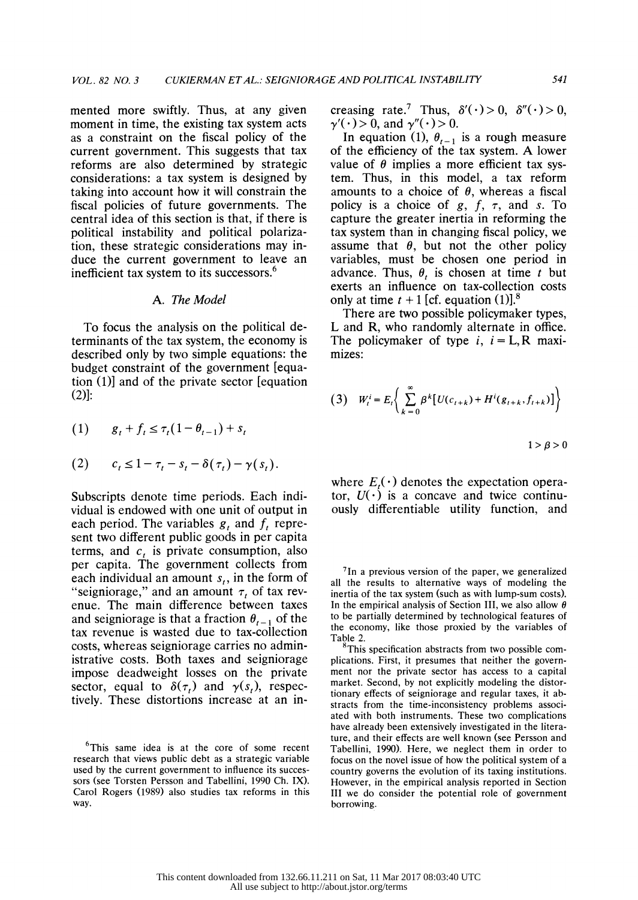mented more swiftly. Thus, at any given moment in time, the existing tax system acts as a constraint on the fiscal policy of the current government. This suggests that tax reforms are also determined by strategic considerations: a tax system is designed by taking into account how it will constrain the fiscal policies of future governments. The central idea of this section is that, if there is political instability and political polarization, these strategic considerations may induce the current government to leave an inefficient tax system to its successors.[6]

### A. The Model

To focus the analysis on the political determinants of the tax system, the economy is described only by two simple equations: the budget constraint of the government [equation (1)] and of the private sector [equation (2)]:

$$(1) \qquad g_t + f_t \leq \tau_t(1-\theta_{t-1}) + s_t$$

$$(2) \qquad c_t \leq 1 - \tau_t - s_t - \delta(\tau_t) - \gamma(s_t).$$

Subscripts denote time periods. Each individual is endowed with one unit of output in each period. The variables $g_t$ and $f_t$ represent two different public goods in per capita terms, and $c_t$ is private consumption, also per capita. The government collects from each individual an amount $s_t$, in the form of "seigniorage," and an amount $\tau_t$ of tax revenue. The main difference between taxes and seigniorage is that a fraction $\theta_{t-1}$ of the tax revenue is wasted due to tax-collection costs, whereas seigniorage carries no administrative costs. Both taxes and seigniorage impose deadweight losses on the private sector, equal to $\delta(\tau_t)$ and $\gamma(s_t)$, respectively. These distortions increase at an increasing rate.[7] Thus, $\delta'(\cdot) > 0$, $\delta''(\cdot) > 0$, $\gamma'(\cdot) > 0$, and $\gamma''(\cdot) > 0$.

In equation (1), $\theta_{t-1}$ is a rough measure of the efficiency of the tax system. A lower value of $\theta$ implies a more efficient tax system. Thus, in this model, a tax reform amounts to a choice of $\theta$, whereas a fiscal policy is a choice of $g$, $f$, $\tau$, and $s$. To capture the greater inertia in reforming the tax system than in changing fiscal policy, we assume that $\theta$, but not the other policy variables, must be chosen one period in advance. Thus, $\theta_t$ is chosen at time $t$ but exerts an influence on tax-collection costs only at time $t+1$ [cf. equation (1)].[8]

There are two possible policymaker types, L and R, who randomly alternate in office. The policymaker of type $i$, $i = \text{L}, \text{R}$ maximizes:

$$(3) \qquad W_t^i = E_t\left\{ \sum_{k=0}^{\infty} \beta^k [U(c_{t+k}) + H^i(g_{t+k}, f_{t+k})] \right\}$$

$$1 > \beta > 0$$

where $E_t(\cdot)$ denotes the expectation operator, $U(\cdot)$ is a concave and twice continuously differentiable utility function, and

[6] This same idea is at the core of some recent research that views public debt as a strategic variable used by the current government to influence its successors (see Torsten Persson and Tabellini, 1990 Ch. IX). Carol Rogers (1989) also studies tax reforms in this way.

[7] In a previous version of the paper, we generalized all the results to alternative ways of modeling the inertia of the tax system (such as with lump-sum costs). In the empirical analysis of Section III, we also allow $\theta$ to be partially determined by technological features of the economy, like those proxied by the variables of Table 2.

[8] This specification abstracts from two possible complications. First, it presumes that neither the government nor the private sector has access to a capital market. Second, by not explicitly modeling the distortionary effects of seigniorage and regular taxes, it abstracts from the time-inconsistency problems associated with both instruments. These two complications have already been extensively investigated in the literature, and their effects are well known (see Persson and Tabellini, 1990). Here, we neglect them in order to focus on the novel issue of how the political system of a country governs the evolution of its taxing institutions. However, in the empirical analysis reported in Section III we do consider the potential role of government borrowing.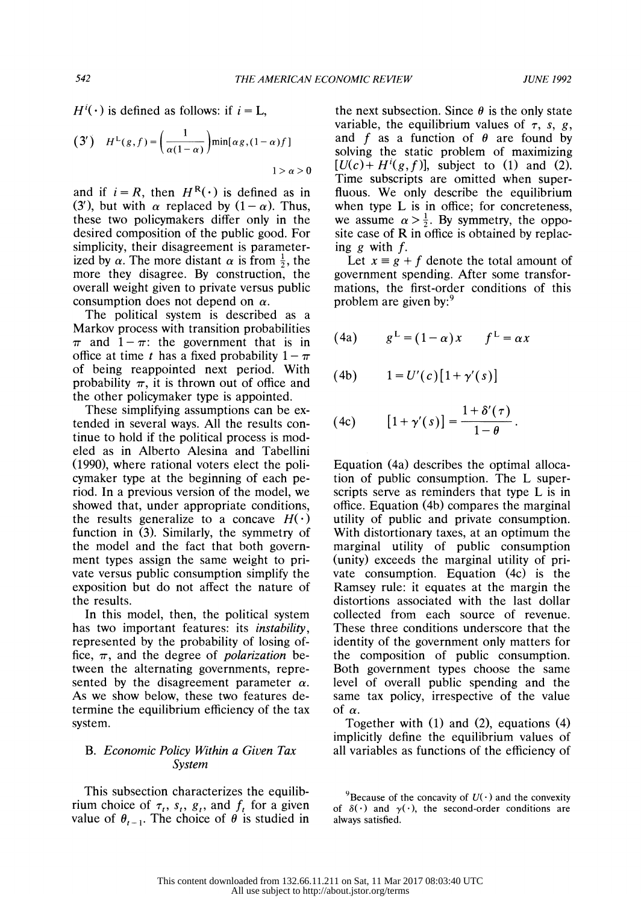$H^i(\cdot)$ is defined as follows: if $i = \text{L}$,

$$(3') \quad H^{\text{L}}(g,f) = \left(\frac{1}{\alpha(1-\alpha)}\right)\min[\alpha g, (1-\alpha)f] \qquad 1 > \alpha > 0$$

and if $i = R$, then $H^{\text{R}}(\cdot)$ is defined as in (3′), but with $\alpha$ replaced by $(1-\alpha)$. Thus, these two policymakers differ only in the desired composition of the public good. For simplicity, their disagreement is parameterized by $\alpha$. The more distant $\alpha$ is from $\frac{1}{2}$, the more they disagree. By construction, the overall weight given to private versus public consumption does not depend on $\alpha$.

The political system is described as a Markov process with transition probabilities $\pi$ and $1-\pi$: the government that is in office at time $t$ has a fixed probability $1-\pi$ of being reappointed next period. With probability $\pi$, it is thrown out of office and the other policymaker type is appointed.

These simplifying assumptions can be extended in several ways. All the results continue to hold if the political process is modeled as in Alberto Alesina and Tabellini (1990), where rational voters elect the policymaker type at the beginning of each period. In a previous version of the model, we showed that, under appropriate conditions, the results generalize to a concave $H(\cdot)$ function in (3). Similarly, the symmetry of the model and the fact that both government types assign the same weight to private versus public consumption simplify the exposition but do not affect the nature of the results.

In this model, then, the political system has two important features: its *instability*, represented by the probability of losing office, $\pi$, and the degree of *polarization* between the alternating governments, represented by the disagreement parameter $\alpha$. As we show below, these two features determine the equilibrium efficiency of the tax system.

### B. Economic Policy Within a Given Tax System

This subsection characterizes the equilibrium choice of $\tau_t$, $s_t$, $g_t$, and $f_t$ for a given value of $\theta_{t-1}$. The choice of $\theta$ is studied in the next subsection. Since $\theta$ is the only state variable, the equilibrium values of $\tau$, $s$, $g$, and $f$ as a function of $\theta$ are found by solving the static problem of maximizing $[U(c)+H^i(g,f)]$, subject to (1) and (2). Time subscripts are omitted when superfluous. We only describe the equilibrium when type L is in office; for concreteness, we assume $\alpha > \frac{1}{2}$. By symmetry, the opposite case of R in office is obtained by replacing $g$ with $f$.

Let $x \equiv g + f$ denote the total amount of government spending. After some transformations, the first-order conditions of this problem are given by:[9]

$$(4\text{a}) \qquad g^{\text{L}} = (1-\alpha)x \qquad f^{\text{L}} = \alpha x$$

$$(4\text{b}) \qquad 1 = U'(c)[1+\gamma'(s)]$$

$$(4\text{c}) \qquad [1+\gamma'(s)] = \frac{1+\delta'(\tau)}{1-\theta}.$$

Equation (4a) describes the optimal allocation of public consumption. The L superscripts serve as reminders that type L is in office. Equation (4b) compares the marginal utility of public and private consumption. With distortionary taxes, at an optimum the marginal utility of public consumption (unity) exceeds the marginal utility of private consumption. Equation (4c) is the Ramsey rule: it equates at the margin the distortions associated with the last dollar collected from each source of revenue. These three conditions underscore that the identity of the government only matters for the composition of public consumption. Both government types choose the same level of overall public spending and the same tax policy, irrespective of the value of $\alpha$.

Together with (1) and (2), equations (4) implicitly define the equilibrium values of all variables as functions of the efficiency of

[9] Because of the concavity of $U(\cdot)$ and the convexity of $\delta(\cdot)$ and $\gamma(\cdot)$, the second-order conditions are always satisfied.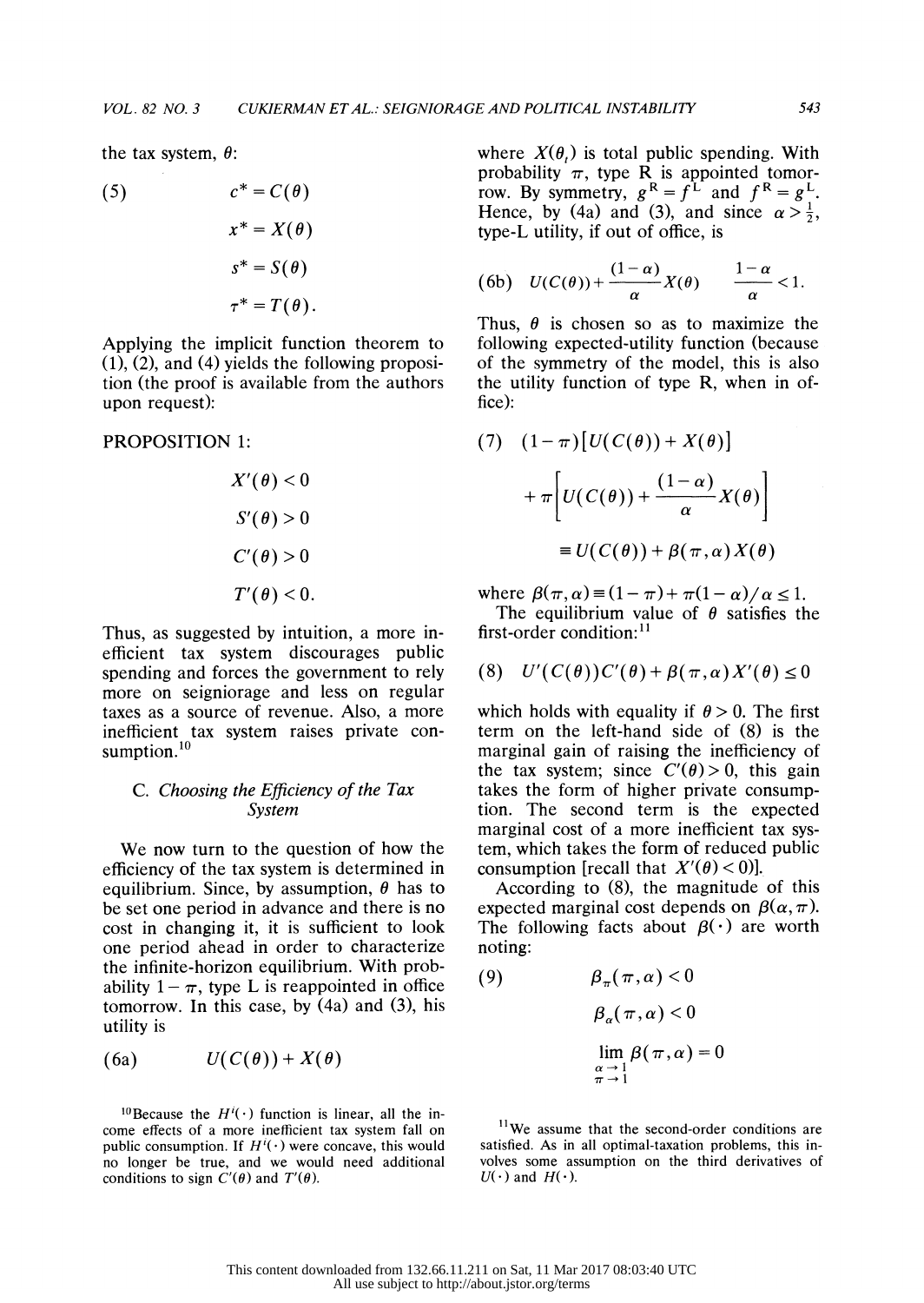the tax system, $\theta$:

$$\text{(5)} \qquad \begin{aligned} c^* &= C(\theta) \\ x^* &= X(\theta) \\ s^* &= S(\theta) \\ \tau^* &= T(\theta). \end{aligned}$$

Applying the implicit function theorem to (1), (2), and (4) yields the following proposition (the proof is available from the authors upon request):

PROPOSITION 1:

$$\begin{aligned} X'(\theta) &< 0 \\ S'(\theta) &> 0 \\ C'(\theta) &> 0 \\ T'(\theta) &< 0. \end{aligned}$$

Thus, as suggested by intuition, a more inefficient tax system discourages public spending and forces the government to rely more on seigniorage and less on regular taxes as a source of revenue. Also, a more inefficient tax system raises private consumption.[10]

### C. Choosing the Efficiency of the Tax System

We now turn to the question of how the efficiency of the tax system is determined in equilibrium. Since, by assumption, $\theta$ has to be set one period in advance and there is no cost in changing it, it is sufficient to look one period ahead in order to characterize the infinite-horizon equilibrium. With probability $1-\pi$, type L is reappointed in office tomorrow. In this case, by (4a) and (3), his utility is

$$\text{(6a)} \qquad U(C(\theta)) + X(\theta)$$

where $X(\theta_t)$ is total public spending. With probability $\pi$, type R is appointed tomorrow. By symmetry, $g^{\mathrm{R}} = f^{\mathrm{L}}$ and $f^{\mathrm{R}} = g^{\mathrm{L}}$. Hence, by (4a) and (3), and since $\alpha > \frac{1}{2}$, type-L utility, if out of office, is

$$\text{(6b)} \qquad U(C(\theta)) + \frac{(1-\alpha)}{\alpha}X(\theta) \qquad \frac{1-\alpha}{\alpha} < 1.$$

Thus, $\theta$ is chosen so as to maximize the following expected-utility function (because of the symmetry of the model, this is also the utility function of type R, when in office):

$$\text{(7)} \qquad (1-\pi)\left[U(C(\theta)) + X(\theta)\right] + \pi\left[U(C(\theta)) + \frac{(1-\alpha)}{\alpha}X(\theta)\right] \equiv U(C(\theta)) + \beta(\pi,\alpha)X(\theta)$$

where $\beta(\pi,\alpha) \equiv (1-\pi) + \pi(1-\alpha)/\alpha \leq 1$.

The equilibrium value of $\theta$ satisfies the first-order condition:[11]

$$\text{(8)} \qquad U'(C(\theta))C'(\theta) + \beta(\pi,\alpha)X'(\theta) \leq 0$$

which holds with equality if $\theta > 0$. The first term on the left-hand side of (8) is the marginal gain of raising the inefficiency of the tax system; since $C'(\theta) > 0$, this gain takes the form of higher private consumption. The second term is the expected marginal cost of a more inefficient tax system, which takes the form of reduced public consumption [recall that $X'(\theta) < 0$].

According to (8), the magnitude of this expected marginal cost depends on $\beta(\alpha,\pi)$. The following facts about $\beta(\cdot)$ are worth noting:

$$\text{(9)} \qquad \begin{aligned} &\beta_\pi(\pi,\alpha) < 0 \\ &\beta_\alpha(\pi,\alpha) < 0 \\ &\lim_{\substack{\alpha \to 1 \\ \pi \to 1}} \beta(\pi,\alpha) = 0 \end{aligned}$$

[10]Because the $H^i(\cdot)$ function is linear, all the income effects of a more inefficient tax system fall on public consumption. If $H^i(\cdot)$ were concave, this would no longer be true, and we would need additional conditions to sign $C'(\theta)$ and $T'(\theta)$.

[11]We assume that the second-order conditions are satisfied. As in all optimal-taxation problems, this involves some assumption on the third derivatives of $U(\cdot)$ and $H(\cdot)$.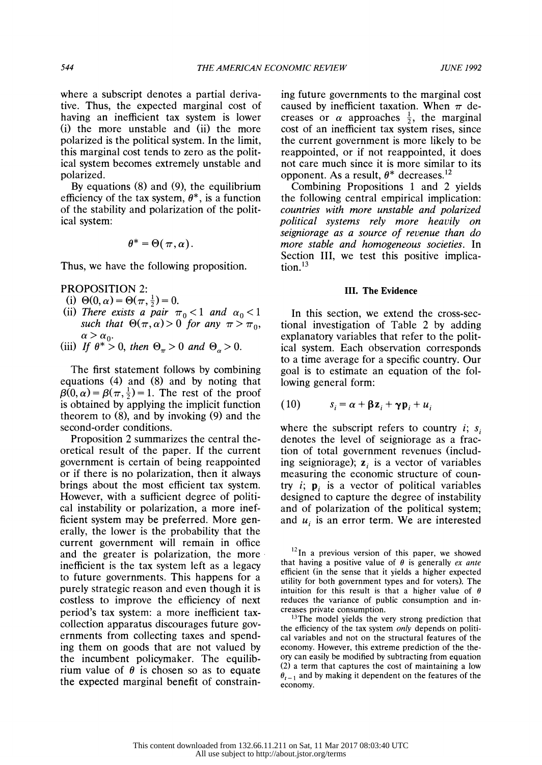where a subscript denotes a partial derivative. Thus, the expected marginal cost of having an inefficient tax system is lower (i) the more unstable and (ii) the more polarized is the political system. In the limit, this marginal cost tends to zero as the political system becomes extremely unstable and polarized.

By equations (8) and (9), the equilibrium efficiency of the tax system, $\theta^*$, is a function of the stability and polarization of the political system:

$$\theta^* = \Theta(\pi, \alpha).$$

Thus, we have the following proposition.

PROPOSITION 2:

(i) $\Theta(0,\alpha) = \Theta(\pi, \frac{1}{2}) = 0$.

(ii) *There exists a pair* $\pi_0 < 1$ *and* $\alpha_0 < 1$ *such that* $\Theta(\pi, \alpha) > 0$ *for any* $\pi > \pi_0$, $\alpha > \alpha_0$.

(iii) *If* $\theta^* > 0$, *then* $\Theta_\pi > 0$ *and* $\Theta_\alpha > 0$.

The first statement follows by combining equations (4) and (8) and by noting that $\beta(0,\alpha) = \beta(\pi, \frac{1}{2}) = 1$. The rest of the proof is obtained by applying the implicit function theorem to (8), and by invoking (9) and the second-order conditions.

Proposition 2 summarizes the central theoretical result of the paper. If the current government is certain of being reappointed or if there is no polarization, then it always brings about the most efficient tax system. However, with a sufficient degree of political instability or polarization, a more inefficient system may be preferred. More generally, the lower is the probability that the current government will remain in office and the greater is polarization, the more inefficient is the tax system left as a legacy to future governments. This happens for a purely strategic reason and even though it is costless to improve the efficiency of next period's tax system: a more inefficient tax-collection apparatus discourages future governments from collecting taxes and spending them on goods that are not valued by the incumbent policymaker. The equilibrium value of $\theta$ is chosen so as to equate the expected marginal benefit of constraining future governments to the marginal cost caused by inefficient taxation. When $\pi$ decreases or $\alpha$ approaches $\frac{1}{2}$, the marginal cost of an inefficient tax system rises, since the current government is more likely to be reappointed, or if not reappointed, it does not care much since it is more similar to its opponent. As a result, $\theta^*$ decreases.[12]

Combining Propositions 1 and 2 yields the following central empirical implication: *countries with more unstable and polarized political systems rely more heavily on seigniorage as a source of revenue than do more stable and homogeneous societies*. In Section III, we test this positive implication.[13]

## III. The Evidence

In this section, we extend the cross-sectional investigation of Table 2 by adding explanatory variables that refer to the political system. Each observation corresponds to a time average for a specific country. Our goal is to estimate an equation of the following general form:

$$(10) \qquad s_i = \alpha + \boldsymbol{\beta}\mathbf{z}_i + \boldsymbol{\gamma}\mathbf{p}_i + u_i$$

where the subscript refers to country $i$; $s_i$ denotes the level of seigniorage as a fraction of total government revenues (including seigniorage); $\mathbf{z}_i$ is a vector of variables measuring the economic structure of country $i$; $\mathbf{p}_i$ is a vector of political variables designed to capture the degree of instability and of polarization of the political system; and $u_i$ is an error term. We are interested

[12] In a previous version of this paper, we showed that having a positive value of $\theta$ is generally *ex ante* efficient (in the sense that it yields a higher expected utility for both government types and for voters). The intuition for this result is that a higher value of $\theta$ reduces the variance of public consumption and increases private consumption.

[13] The model yields the very strong prediction that the efficiency of the tax system *only* depends on political variables and not on the structural features of the economy. However, this extreme prediction of the theory can easily be modified by subtracting from equation (2) a term that captures the cost of maintaining a low $\theta_{t-1}$ and by making it dependent on the features of the economy.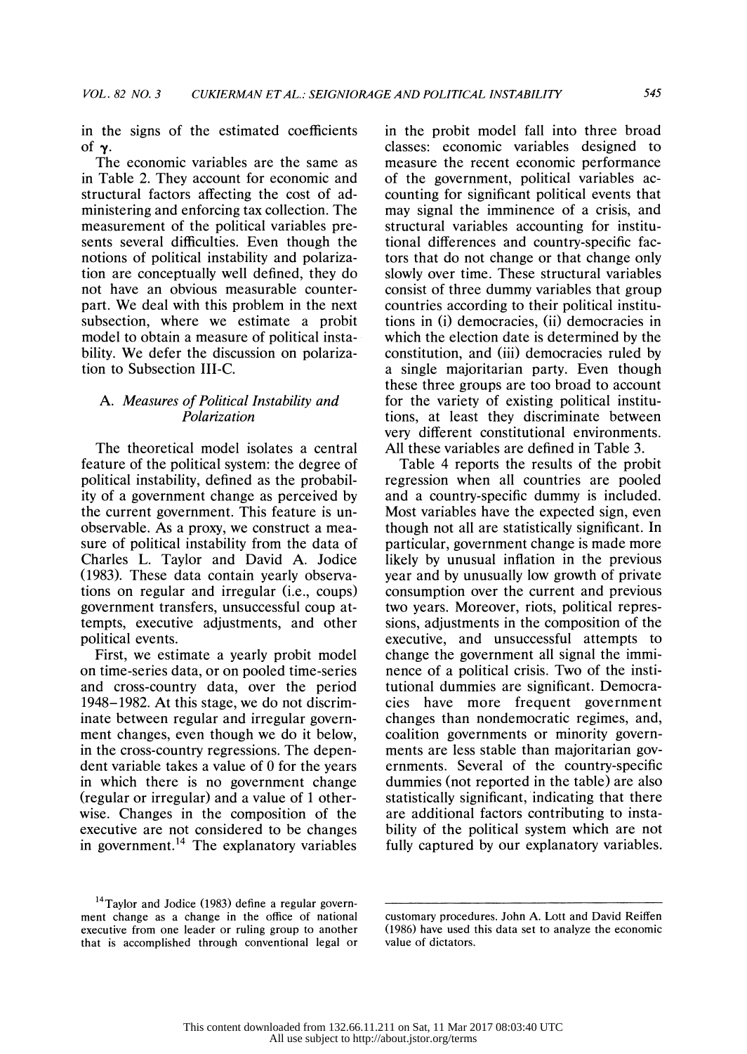in the signs of the estimated coefficients of $\gamma$.

The economic variables are the same as in Table 2. They account for economic and structural factors affecting the cost of administering and enforcing tax collection. The measurement of the political variables presents several difficulties. Even though the notions of political instability and polarization are conceptually well defined, they do not have an obvious measurable counterpart. We deal with this problem in the next subsection, where we estimate a probit model to obtain a measure of political instability. We defer the discussion on polarization to Subsection III-C.

### A. *Measures of Political Instability and Polarization*

The theoretical model isolates a central feature of the political system: the degree of political instability, defined as the probability of a government change as perceived by the current government. This feature is unobservable. As a proxy, we construct a measure of political instability from the data of Charles L. Taylor and David A. Jodice (1983). These data contain yearly observations on regular and irregular (i.e., coups) government transfers, unsuccessful coup attempts, executive adjustments, and other political events.

First, we estimate a yearly probit model on time-series data, or on pooled time-series and cross-country data, over the period 1948–1982. At this stage, we do not discriminate between regular and irregular government changes, even though we do it below, in the cross-country regressions. The dependent variable takes a value of 0 for the years in which there is no government change (regular or irregular) and a value of 1 otherwise. Changes in the composition of the executive are not considered to be changes in government.[14] The explanatory variables in the probit model fall into three broad classes: economic variables designed to measure the recent economic performance of the government, political variables accounting for significant political events that may signal the imminence of a crisis, and structural variables accounting for institutional differences and country-specific factors that do not change or that change only slowly over time. These structural variables consist of three dummy variables that group countries according to their political institutions in (i) democracies, (ii) democracies in which the election date is determined by the constitution, and (iii) democracies ruled by a single majoritarian party. Even though these three groups are too broad to account for the variety of existing political institutions, at least they discriminate between very different constitutional environments. All these variables are defined in Table 3.

Table 4 reports the results of the probit regression when all countries are pooled and a country-specific dummy is included. Most variables have the expected sign, even though not all are statistically significant. In particular, government change is made more likely by unusual inflation in the previous year and by unusually low growth of private consumption over the current and previous two years. Moreover, riots, political repressions, adjustments in the composition of the executive, and unsuccessful attempts to change the government all signal the imminence of a political crisis. Two of the institutional dummies are significant. Democracies have more frequent government changes than nondemocratic regimes, and, coalition governments or minority governments are less stable than majoritarian governments. Several of the country-specific dummies (not reported in the table) are also statistically significant, indicating that there are additional factors contributing to instability of the political system which are not fully captured by our explanatory variables.

[14] Taylor and Jodice (1983) define a regular government change as a change in the office of national executive from one leader or ruling group to another that is accomplished through conventional legal or customary procedures. John A. Lott and David Reiffen (1986) have used this data set to analyze the economic value of dictators.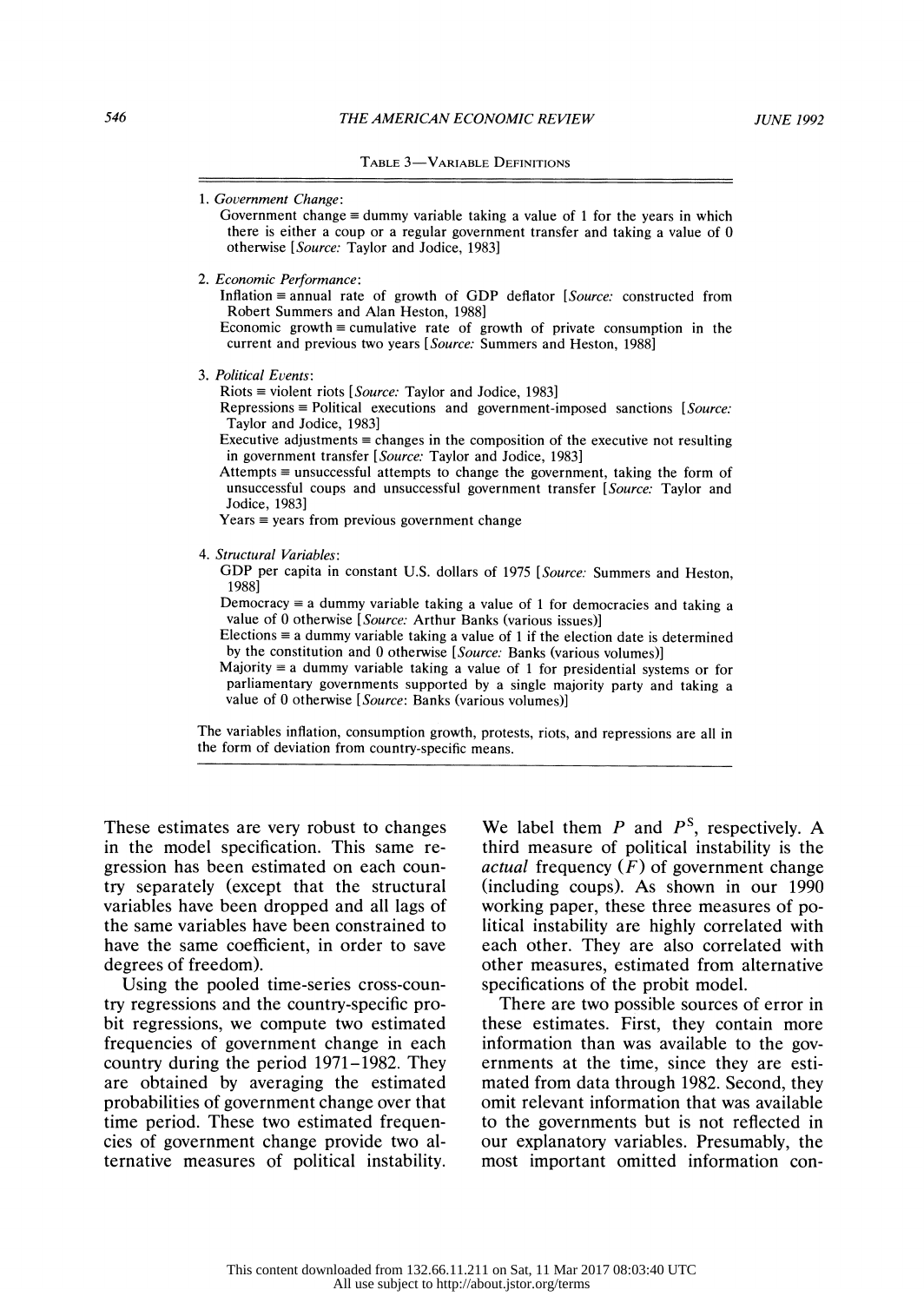TABLE 3—VARIABLE DEFINITIONS

1. *Government Change*:
   Government change ≡ dummy variable taking a value of 1 for the years in which there is either a coup or a regular government transfer and taking a value of 0 otherwise [*Source:* Taylor and Jodice, 1983]

2. *Economic Performance*:
   Inflation ≡ annual rate of growth of GDP deflator [*Source:* constructed from Robert Summers and Alan Heston, 1988]
   Economic growth ≡ cumulative rate of growth of private consumption in the current and previous two years [*Source:* Summers and Heston, 1988]

3. *Political Events*:
   Riots ≡ violent riots [*Source:* Taylor and Jodice, 1983]
   Repressions ≡ Political executions and government-imposed sanctions [*Source:* Taylor and Jodice, 1983]
   Executive adjustments ≡ changes in the composition of the executive not resulting in government transfer [*Source:* Taylor and Jodice, 1983]
   Attempts ≡ unsuccessful attempts to change the government, taking the form of unsuccessful coups and unsuccessful government transfer [*Source:* Taylor and Jodice, 1983]
   Years ≡ years from previous government change

4. *Structural Variables*:
   GDP per capita in constant U.S. dollars of 1975 [*Source:* Summers and Heston, 1988]
   Democracy ≡ a dummy variable taking a value of 1 for democracies and taking a value of 0 otherwise [*Source:* Arthur Banks (various issues)]
   Elections ≡ a dummy variable taking a value of 1 if the election date is determined by the constitution and 0 otherwise [*Source:* Banks (various volumes)]
   Majority ≡ a dummy variable taking a value of 1 for presidential systems or for parliamentary governments supported by a single majority party and taking a value of 0 otherwise [*Source*: Banks (various volumes)]

The variables inflation, consumption growth, protests, riots, and repressions are all in the form of deviation from country-specific means.

These estimates are very robust to changes in the model specification. This same regression has been estimated on each country separately (except that the structural variables have been dropped and all lags of the same variables have been constrained to have the same coefficient, in order to save degrees of freedom).

Using the pooled time-series cross-country regressions and the country-specific probit regressions, we compute two estimated frequencies of government change in each country during the period 1971–1982. They are obtained by averaging the estimated probabilities of government change over that time period. These two estimated frequencies of government change provide two alternative measures of political instability. We label them $P$ and $P^S$, respectively. A third measure of political instability is the *actual* frequency ($F$) of government change (including coups). As shown in our 1990 working paper, these three measures of political instability are highly correlated with each other. They are also correlated with other measures, estimated from alternative specifications of the probit model.

There are two possible sources of error in these estimates. First, they contain more information than was available to the governments at the time, since they are estimated from data through 1982. Second, they omit relevant information that was available to the governments but is not reflected in our explanatory variables. Presumably, the most important omitted information con-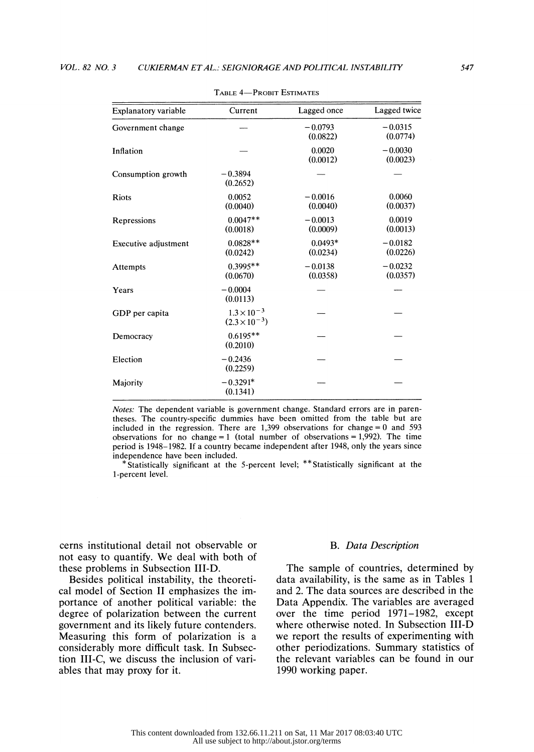Table 4—Probit Estimates

| Explanatory variable | Current | Lagged once | Lagged twice |
|---|---|---|---|
| Government change | — | −0.0793 (0.0822) | −0.0315 (0.0774) |
| Inflation | — | 0.0020 (0.0012) | −0.0030 (0.0023) |
| Consumption growth | −0.3894 (0.2652) | — | — |
| Riots | 0.0052 (0.0040) | −0.0016 (0.0040) | 0.0060 (0.0037) |
| Repressions | 0.0047** (0.0018) | −0.0013 (0.0009) | 0.0019 (0.0013) |
| Executive adjustment | 0.0828** (0.0242) | 0.0493* (0.0234) | −0.0182 (0.0226) |
| Attempts | 0.3995** (0.0670) | −0.0138 (0.0358) | −0.0232 (0.0357) |
| Years | −0.0004 (0.0113) | — | — |
| GDP per capita | $1.3 \times 10^{-3}$ $(2.3 \times 10^{-3})$ | — | — |
| Democracy | 0.6195** (0.2010) | — | — |
| Election | −0.2436 (0.2259) | — | — |
| Majority | −0.3291* (0.1341) | — | — |

*Notes:* The dependent variable is government change. Standard errors are in parentheses. The country-specific dummies have been omitted from the table but are included in the regression. There are 1,399 observations for change = 0 and 593 observations for no change = 1 (total number of observations = 1,992). The time period is 1948–1982. If a country became independent after 1948, only the years since independence have been included.

*Statistically significant at the 5-percent level; **Statistically significant at the 1-percent level.

cerns institutional detail not observable or not easy to quantify. We deal with both of these problems in Subsection III-D.

Besides political instability, the theoretical model of Section II emphasizes the importance of another political variable: the degree of polarization between the current government and its likely future contenders. Measuring this form of polarization is a considerably more difficult task. In Subsection III-C, we discuss the inclusion of variables that may proxy for it.

### B. *Data Description*

The sample of countries, determined by data availability, is the same as in Tables 1 and 2. The data sources are described in the Data Appendix. The variables are averaged over the time period 1971–1982, except where otherwise noted. In Subsection III-D we report the results of experimenting with other periodizations. Summary statistics of the relevant variables can be found in our 1990 working paper.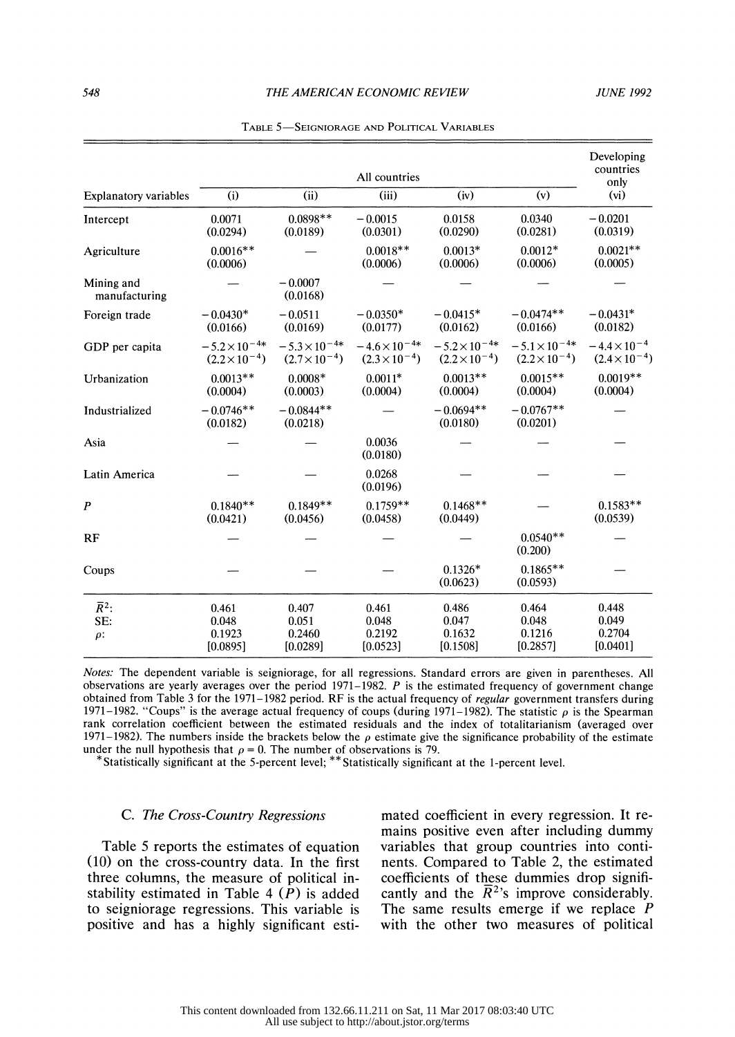TABLE 5—SEIGNIORAGE AND POLITICAL VARIABLES

| Explanatory variables | All countries (i) | (ii) | (iii) | (iv) | (v) | Developing countries only (vi) |
|---|---|---|---|---|---|---|
| Intercept | 0.0071 (0.0294) | 0.0898** (0.0189) | −0.0015 (0.0301) | 0.0158 (0.0290) | 0.0340 (0.0281) | −0.0201 (0.0319) |
| Agriculture | 0.0016** (0.0006) | — | 0.0018** (0.0006) | 0.0013* (0.0006) | 0.0012* (0.0006) | 0.0021** (0.0005) |
| Mining and manufacturing | — | −0.0007 (0.0168) | — | — | — | — |
| Foreign trade | −0.0430* (0.0166) | −0.0511 (0.0169) | −0.0350* (0.0177) | −0.0415* (0.0162) | −0.0474** (0.0166) | −0.0431* (0.0182) |
| GDP per capita | $-5.2\times10^{-4}$* $(2.2\times10^{-4})$ | $-5.3\times10^{-4}$* $(2.7\times10^{-4})$ | $-4.6\times10^{-4}$* $(2.3\times10^{-4})$ | $-5.2\times10^{-4}$* $(2.2\times10^{-4})$ | $-5.1\times10^{-4}$* $(2.2\times10^{-4})$ | $-4.4\times10^{-4}$ $(2.4\times10^{-4})$ |
| Urbanization | 0.0013** (0.0004) | 0.0008* (0.0003) | 0.0011* (0.0004) | 0.0013** (0.0004) | 0.0015** (0.0004) | 0.0019** (0.0004) |
| Industrialized | −0.0746** (0.0182) | −0.0844** (0.0218) | — | −0.0694** (0.0180) | −0.0767** (0.0201) | — |
| Asia | — | — | 0.0036 (0.0180) | — | — | — |
| Latin America | — | — | 0.0268 (0.0196) | — | — | — |
| $P$ | 0.1840** (0.0421) | 0.1849** (0.0456) | 0.1759** (0.0458) | 0.1468** (0.0449) | — | 0.1583** (0.0539) |
| RF | — | — | — | — | 0.0540** (0.200) | — |
| Coups | — | — | — | 0.1326* (0.0623) | 0.1865** (0.0593) | — |
| $\bar{R}^2$: | 0.461 | 0.407 | 0.461 | 0.486 | 0.464 | 0.448 |
| SE: | 0.048 | 0.051 | 0.048 | 0.047 | 0.048 | 0.049 |
| $\rho$: | 0.1923 [0.0895] | 0.2460 [0.0289] | 0.2192 [0.0523] | 0.1632 [0.1508] | 0.1216 [0.2857] | 0.2704 [0.0401] |

*Notes:* The dependent variable is seigniorage, for all regressions. Standard errors are given in parentheses. All observations are yearly averages over the period 1971–1982. $P$ is the estimated frequency of government change obtained from Table 3 for the 1971–1982 period. RF is the actual frequency of *regular* government transfers during 1971–1982. "Coups" is the average actual frequency of coups (during 1971–1982). The statistic $\rho$ is the Spearman rank correlation coefficient between the estimated residuals and the index of totalitarianism (averaged over 1971–1982). The numbers inside the brackets below the $\rho$ estimate give the significance probability of the estimate under the null hypothesis that $\rho = 0$. The number of observations is 79.

*Statistically significant at the 5-percent level; **Statistically significant at the 1-percent level.

### C. *The Cross-Country Regressions*

Table 5 reports the estimates of equation (10) on the cross-country data. In the first three columns, the measure of political instability estimated in Table 4 ($P$) is added to seigniorage regressions. This variable is positive and has a highly significant estimated coefficient in every regression. It remains positive even after including dummy variables that group countries into continents. Compared to Table 2, the estimated coefficients of these dummies drop significantly and the $\bar{R}^2$'s improve considerably. The same results emerge if we replace $P$ with the other two measures of political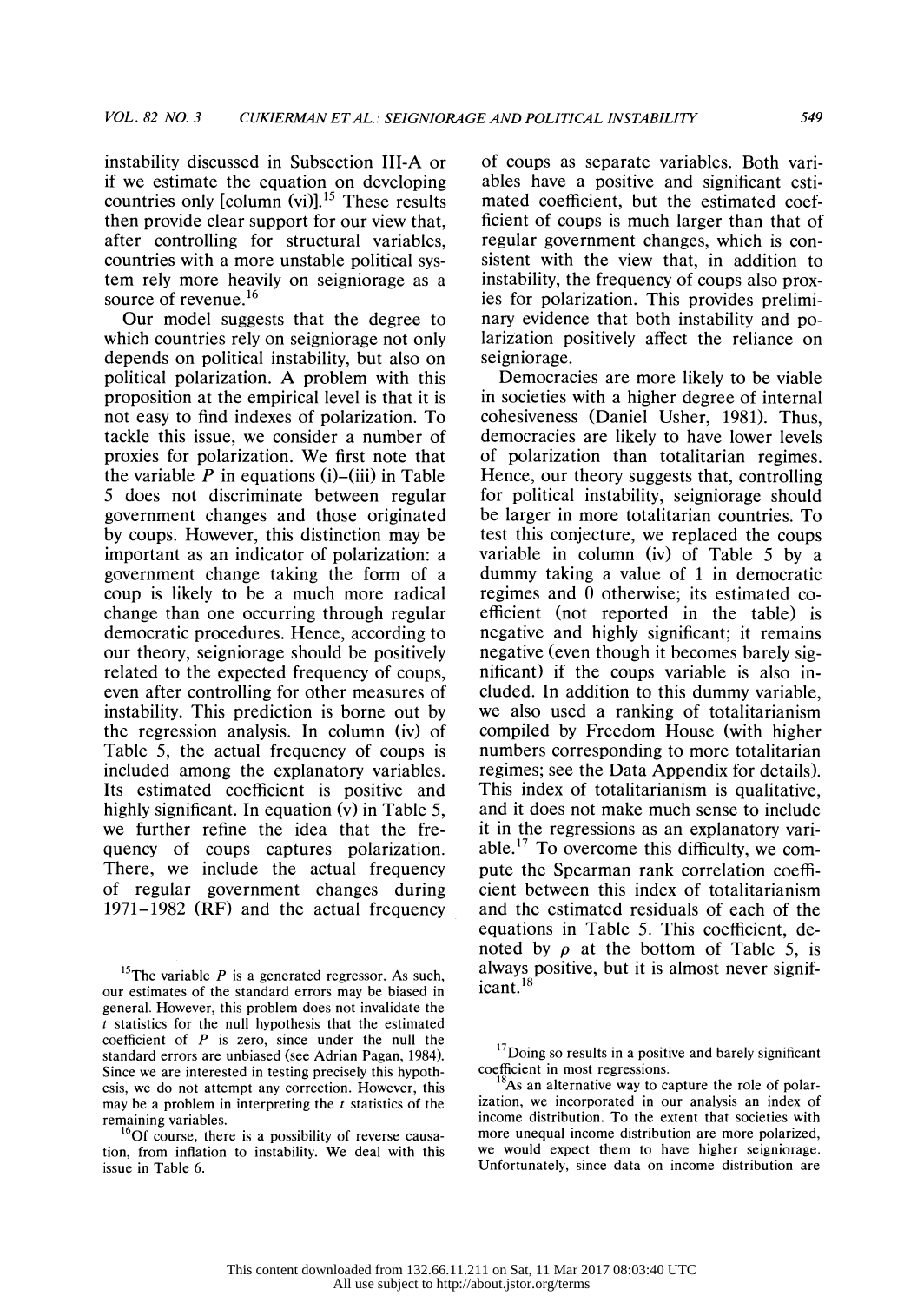instability discussed in Subsection III-A or if we estimate the equation on developing countries only [column (vi)].[15] These results then provide clear support for our view that, after controlling for structural variables, countries with a more unstable political system rely more heavily on seigniorage as a source of revenue.[16]

Our model suggests that the degree to which countries rely on seigniorage not only depends on political instability, but also on political polarization. A problem with this proposition at the empirical level is that it is not easy to find indexes of polarization. To tackle this issue, we consider a number of proxies for polarization. We first note that the variable $P$ in equations (i)–(iii) in Table 5 does not discriminate between regular government changes and those originated by coups. However, this distinction may be important as an indicator of polarization: a government change taking the form of a coup is likely to be a much more radical change than one occurring through regular democratic procedures. Hence, according to our theory, seigniorage should be positively related to the expected frequency of coups, even after controlling for other measures of instability. This prediction is borne out by the regression analysis. In column (iv) of Table 5, the actual frequency of coups is included among the explanatory variables. Its estimated coefficient is positive and highly significant. In equation (v) in Table 5, we further refine the idea that the frequency of coups captures polarization. There, we include the actual frequency of regular government changes during 1971–1982 (RF) and the actual frequency of coups as separate variables. Both variables have a positive and significant estimated coefficient, but the estimated coefficient of coups is much larger than that of regular government changes, which is consistent with the view that, in addition to instability, the frequency of coups also proxies for polarization. This provides preliminary evidence that both instability and polarization positively affect the reliance on seigniorage.

Democracies are more likely to be viable in societies with a higher degree of internal cohesiveness (Daniel Usher, 1981). Thus, democracies are likely to have lower levels of polarization than totalitarian regimes. Hence, our theory suggests that, controlling for political instability, seigniorage should be larger in more totalitarian countries. To test this conjecture, we replaced the coups variable in column (iv) of Table 5 by a dummy taking a value of 1 in democratic regimes and 0 otherwise; its estimated coefficient (not reported in the table) is negative and highly significant; it remains negative (even though it becomes barely significant) if the coups variable is also included. In addition to this dummy variable, we also used a ranking of totalitarianism compiled by Freedom House (with higher numbers corresponding to more totalitarian regimes; see the Data Appendix for details). This index of totalitarianism is qualitative, and it does not make much sense to include it in the regressions as an explanatory variable.[17] To overcome this difficulty, we compute the Spearman rank correlation coefficient between this index of totalitarianism and the estimated residuals of each of the equations in Table 5. This coefficient, denoted by $\rho$ at the bottom of Table 5, is always positive, but it is almost never significant.[18]

[15] The variable $P$ is a generated regressor. As such, our estimates of the standard errors may be biased in general. However, this problem does not invalidate the $t$ statistics for the null hypothesis that the estimated coefficient of $P$ is zero, since under the null the standard errors are unbiased (see Adrian Pagan, 1984). Since we are interested in testing precisely this hypothesis, we do not attempt any correction. However, this may be a problem in interpreting the $t$ statistics of the remaining variables.

[16] Of course, there is a possibility of reverse causation, from inflation to instability. We deal with this issue in Table 6.

[17] Doing so results in a positive and barely significant coefficient in most regressions.

[18] As an alternative way to capture the role of polarization, we incorporated in our analysis an index of income distribution. To the extent that societies with more unequal income distribution are more polarized, we would expect them to have higher seigniorage. Unfortunately, since data on income distribution are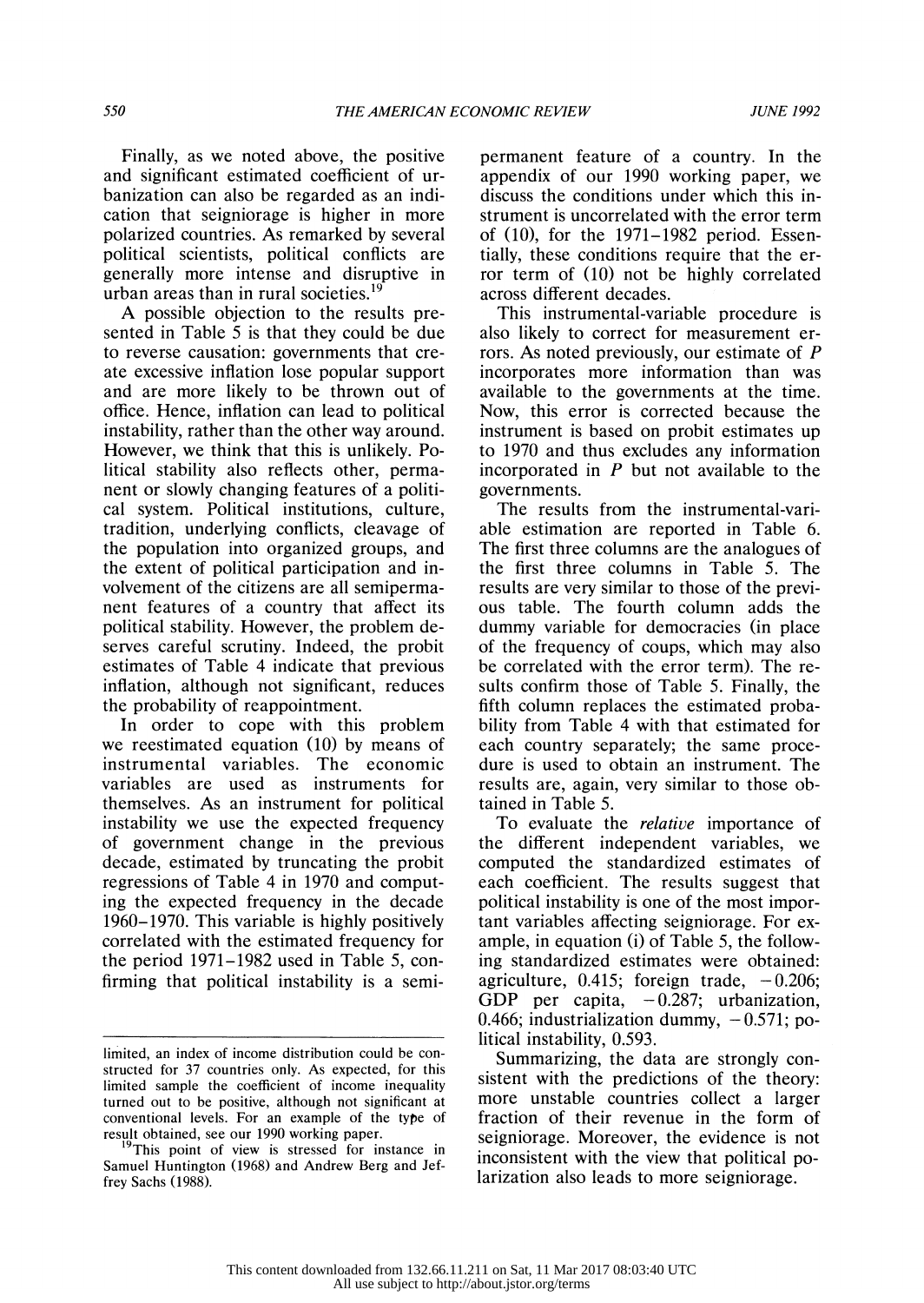Finally, as we noted above, the positive and significant estimated coefficient of urbanization can also be regarded as an indication that seigniorage is higher in more polarized countries. As remarked by several political scientists, political conflicts are generally more intense and disruptive in urban areas than in rural societies.[19]

A possible objection to the results presented in Table 5 is that they could be due to reverse causation: governments that create excessive inflation lose popular support and are more likely to be thrown out of office. Hence, inflation can lead to political instability, rather than the other way around. However, we think that this is unlikely. Political stability also reflects other, permanent or slowly changing features of a political system. Political institutions, culture, tradition, underlying conflicts, cleavage of the population into organized groups, and the extent of political participation and involvement of the citizens are all semipermanent features of a country that affect its political stability. However, the problem deserves careful scrutiny. Indeed, the probit estimates of Table 4 indicate that previous inflation, although not significant, reduces the probability of reappointment.

In order to cope with this problem we reestimated equation (10) by means of instrumental variables. The economic variables are used as instruments for themselves. As an instrument for political instability we use the expected frequency of government change in the previous decade, estimated by truncating the probit regressions of Table 4 in 1970 and computing the expected frequency in the decade 1960–1970. This variable is highly positively correlated with the estimated frequency for the period 1971–1982 used in Table 5, confirming that political instability is a semipermanent feature of a country. In the appendix of our 1990 working paper, we discuss the conditions under which this instrument is uncorrelated with the error term of (10), for the 1971–1982 period. Essentially, these conditions require that the error term of (10) not be highly correlated across different decades.

This instrumental-variable procedure is also likely to correct for measurement errors. As noted previously, our estimate of $P$ incorporates more information than was available to the governments at the time. Now, this error is corrected because the instrument is based on probit estimates up to 1970 and thus excludes any information incorporated in $P$ but not available to the governments.

The results from the instrumental-variable estimation are reported in Table 6. The first three columns are the analogues of the first three columns in Table 5. The results are very similar to those of the previous table. The fourth column adds the dummy variable for democracies (in place of the frequency of coups, which may also be correlated with the error term). The results confirm those of Table 5. Finally, the fifth column replaces the estimated probability from Table 4 with that estimated for each country separately; the same procedure is used to obtain an instrument. The results are, again, very similar to those obtained in Table 5.

To evaluate the *relative* importance of the different independent variables, we computed the standardized estimates of each coefficient. The results suggest that political instability is one of the most important variables affecting seigniorage. For example, in equation (i) of Table 5, the following standardized estimates were obtained: agriculture, 0.415; foreign trade, −0.206; GDP per capita, −0.287; urbanization, 0.466; industrialization dummy, −0.571; political instability, 0.593.

Summarizing, the data are strongly consistent with the predictions of the theory: more unstable countries collect a larger fraction of their revenue in the form of seigniorage. Moreover, the evidence is not inconsistent with the view that political polarization also leads to more seigniorage.

---

limited, an index of income distribution could be constructed for 37 countries only. As expected, for this limited sample the coefficient of income inequality turned out to be positive, although not significant at conventional levels. For an example of the type of result obtained, see our 1990 working paper.

[19]This point of view is stressed for instance in Samuel Huntington (1968) and Andrew Berg and Jeffrey Sachs (1988).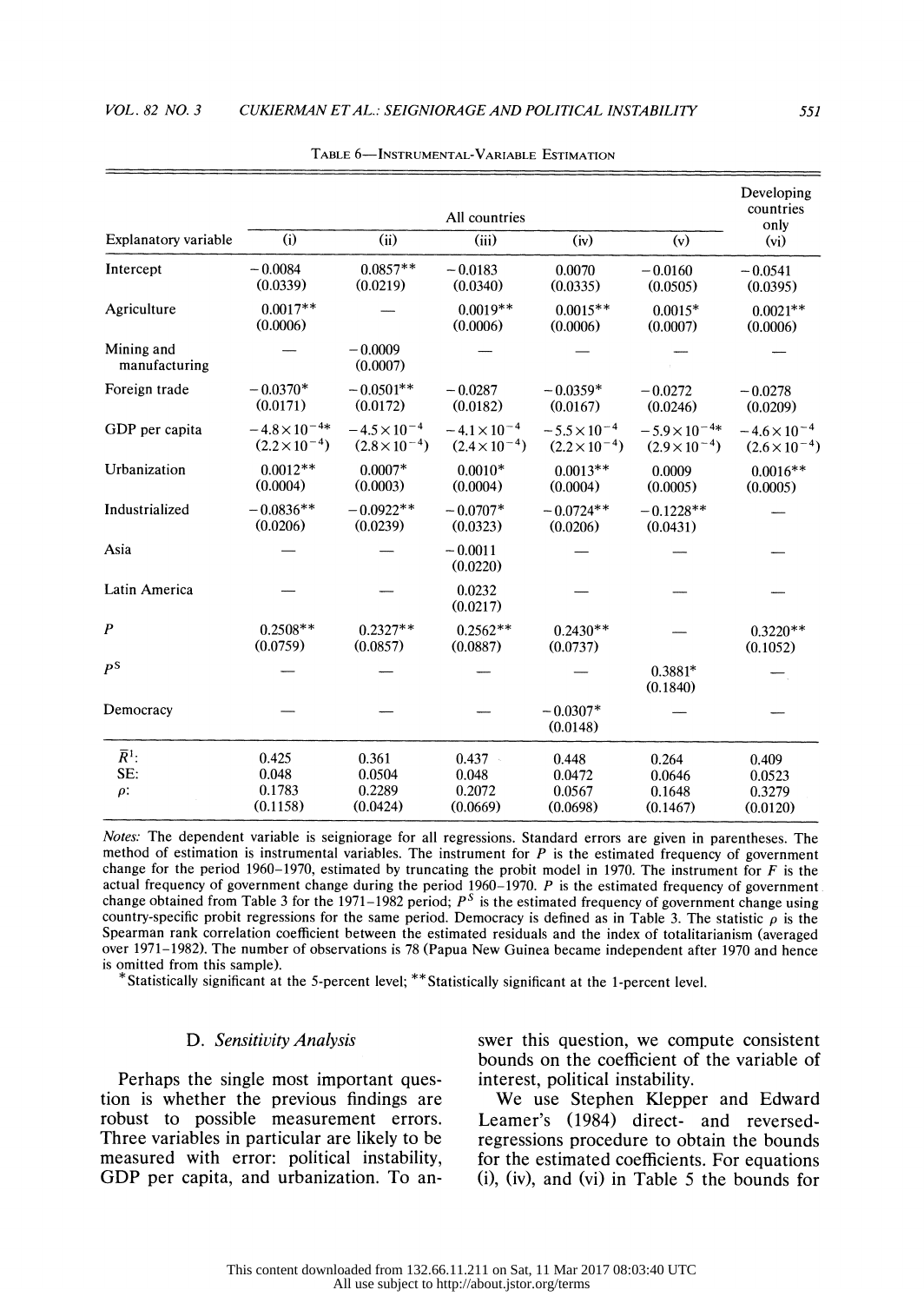TABLE 6—INSTRUMENTAL-VARIABLE ESTIMATION

| Explanatory variable | All countries (i) | (ii) | (iii) | (iv) | (v) | Developing countries only (vi) |
|---|---|---|---|---|---|---|
| Intercept | −0.0084 (0.0339) | 0.0857** (0.0219) | −0.0183 (0.0340) | 0.0070 (0.0335) | −0.0160 (0.0505) | −0.0541 (0.0395) |
| Agriculture | 0.0017** (0.0006) | — | 0.0019** (0.0006) | 0.0015** (0.0006) | 0.0015* (0.0007) | 0.0021** (0.0006) |
| Mining and manufacturing | — | −0.0009 (0.0007) | — | — | — | — |
| Foreign trade | −0.0370* (0.0171) | −0.0501** (0.0172) | −0.0287 (0.0182) | −0.0359* (0.0167) | −0.0272 (0.0246) | −0.0278 (0.0209) |
| GDP per capita | $-4.8\times10^{-4}$* $(2.2\times10^{-4})$ | $-4.5\times10^{-4}$ $(2.8\times10^{-4})$ | $-4.1\times10^{-4}$ $(2.4\times10^{-4})$ | $-5.5\times10^{-4}$ $(2.2\times10^{-4})$ | $-5.9\times10^{-4}$* $(2.9\times10^{-4})$ | $-4.6\times10^{-4}$ $(2.6\times10^{-4})$ |
| Urbanization | 0.0012** (0.0004) | 0.0007* (0.0003) | 0.0010* (0.0004) | 0.0013** (0.0004) | 0.0009 (0.0005) | 0.0016** (0.0005) |
| Industrialized | −0.0836** (0.0206) | −0.0922** (0.0239) | −0.0707* (0.0323) | −0.0724** (0.0206) | −0.1228** (0.0431) | — |
| Asia | — | — | −0.0011 (0.0220) | — | — | — |
| Latin America | — | — | 0.0232 (0.0217) | — | — | — |
| $P$ | 0.2508** (0.0759) | 0.2327** (0.0857) | 0.2562** (0.0887) | 0.2430** (0.0737) | — | 0.3220** (0.1052) |
| $P^S$ | — | — | — | — | 0.3881* (0.1840) | — |
| Democracy | — | — | — | −0.0307* (0.0148) | — | — |
| $\bar{R}^2$: | 0.425 | 0.361 | 0.437 | 0.448 | 0.264 | 0.409 |
| SE: | 0.048 | 0.0504 | 0.048 | 0.0472 | 0.0646 | 0.0523 |
| $\rho$: | 0.1783 (0.1158) | 0.2289 (0.0424) | 0.2072 (0.0669) | 0.0567 (0.0698) | 0.1648 (0.1467) | 0.3279 (0.0120) |

*Notes:* The dependent variable is seigniorage for all regressions. Standard errors are given in parentheses. The method of estimation is instrumental variables. The instrument for $P$ is the estimated frequency of government change for the period 1960–1970, estimated by truncating the probit model in 1970. The instrument for $F$ is the actual frequency of government change during the period 1960–1970. $P$ is the estimated frequency of government change obtained from Table 3 for the 1971–1982 period; $P^S$ is the estimated frequency of government change using country-specific probit regressions for the same period. Democracy is defined as in Table 3. The statistic $\rho$ is the Spearman rank correlation coefficient between the estimated residuals and the index of totalitarianism (averaged over 1971–1982). The number of observations is 78 (Papua New Guinea became independent after 1970 and hence is omitted from this sample).

*Statistically significant at the 5-percent level; **Statistically significant at the 1-percent level.

### D. *Sensitivity Analysis*

Perhaps the single most important question is whether the previous findings are robust to possible measurement errors. Three variables in particular are likely to be measured with error: political instability, GDP per capita, and urbanization. To answer this question, we compute consistent bounds on the coefficient of the variable of interest, political instability.

We use Stephen Klepper and Edward Leamer's (1984) direct- and reversed-regressions procedure to obtain the bounds for the estimated coefficients. For equations (i), (iv), and (vi) in Table 5 the bounds for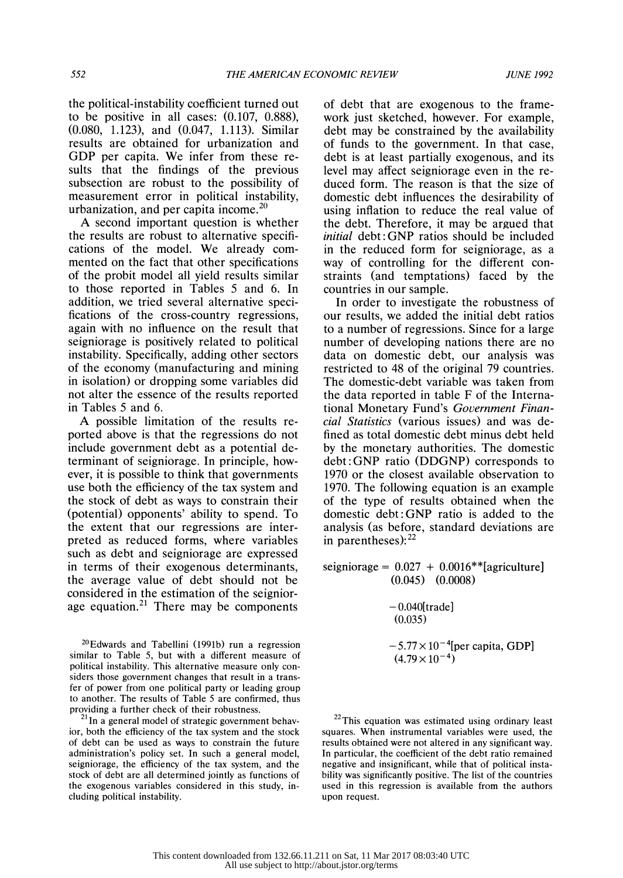the political-instability coefficient turned out to be positive in all cases: (0.107, 0.888), (0.080, 1.123), and (0.047, 1.113). Similar results are obtained for urbanization and GDP per capita. We infer from these results that the findings of the previous subsection are robust to the possibility of measurement error in political instability, urbanization, and per capita income.[20]

A second important question is whether the results are robust to alternative specifications of the model. We already commented on the fact that other specifications of the probit model all yield results similar to those reported in Tables 5 and 6. In addition, we tried several alternative specifications of the cross-country regressions, again with no influence on the result that seigniorage is positively related to political instability. Specifically, adding other sectors of the economy (manufacturing and mining in isolation) or dropping some variables did not alter the essence of the results reported in Tables 5 and 6.

A possible limitation of the results reported above is that the regressions do not include government debt as a potential determinant of seigniorage. In principle, however, it is possible to think that governments use both the efficiency of the tax system and the stock of debt as ways to constrain their (potential) opponents' ability to spend. To the extent that our regressions are interpreted as reduced forms, where variables such as debt and seigniorage are expressed in terms of their exogenous determinants, the average value of debt should not be considered in the estimation of the seigniorage equation.[21] There may be components of debt that are exogenous to the framework just sketched, however. For example, debt may be constrained by the availability of funds to the government. In that case, debt is at least partially exogenous, and its level may affect seigniorage even in the reduced form. The reason is that the size of domestic debt influences the desirability of using inflation to reduce the real value of the debt. Therefore, it may be argued that *initial* debt:GNP ratios should be included in the reduced form for seigniorage, as a way of controlling for the different constraints (and temptations) faced by the countries in our sample.

In order to investigate the robustness of our results, we added the initial debt ratios to a number of regressions. Since for a large number of developing nations there are no data on domestic debt, our analysis was restricted to 48 of the original 79 countries. The domestic-debt variable was taken from the data reported in table F of the International Monetary Fund's *Government Financial Statistics* (various issues) and was defined as total domestic debt minus debt held by the monetary authorities. The domestic debt:GNP ratio (DDGNP) corresponds to 1970 or the closest available observation to 1970. The following equation is an example of the type of results obtained when the domestic debt:GNP ratio is added to the analysis (as before, standard deviations are in parentheses):[22]

$$
\begin{aligned}
\text{seigniorage} = \; & \underset{(0.045)}{0.027} + \underset{(0.0008)}{0.0016^{**}}[\text{agriculture}] \\
& \underset{(0.035)}{-0.040}[\text{trade}] \\
& \underset{(4.79\times 10^{-4})}{-5.77\times 10^{-4}}[\text{per capita, GDP}]
\end{aligned}
$$

---

[20] Edwards and Tabellini (1991b) run a regression similar to Table 5, but with a different measure of political instability. This alternative measure only considers those government changes that result in a transfer of power from one political party or leading group to another. The results of Table 5 are confirmed, thus providing a further check of their robustness.

[21] In a general model of strategic government behavior, both the efficiency of the tax system and the stock of debt can be used as ways to constrain the future administration's policy set. In such a general model, seigniorage, the efficiency of the tax system, and the stock of debt are all determined jointly as functions of the exogenous variables considered in this study, including political instability.

[22] This equation was estimated using ordinary least squares. When instrumental variables were used, the results obtained were not altered in any significant way. In particular, the coefficient of the debt ratio remained negative and insignificant, while that of political instability was significantly positive. The list of the countries used in this regression is available from the authors upon request.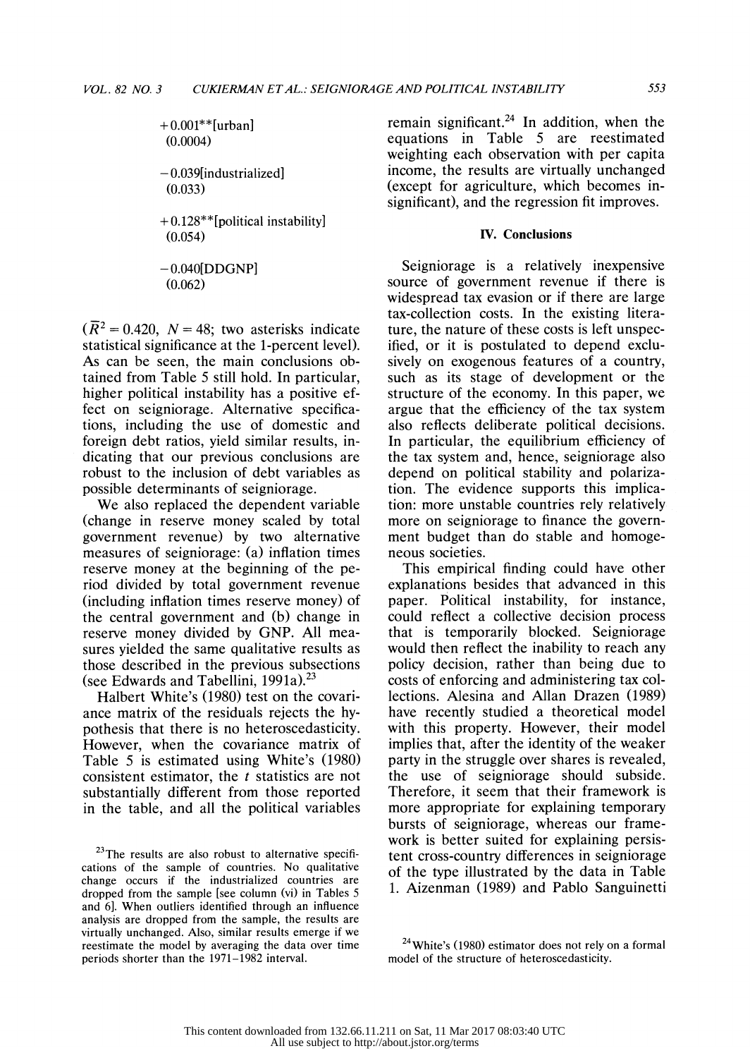$$+0.001^{**}[\text{urban}]$$
$$(0.0004)$$

$$-0.039[\text{industrialized}]$$
$$(0.033)$$

$$+0.128^{**}[\text{political instability}]$$
$$(0.054)$$

$$-0.040[\text{DDGNP}]$$
$$(0.062)$$

($\bar{R}^2 = 0.420$, $N = 48$; two asterisks indicate statistical significance at the 1-percent level). As can be seen, the main conclusions obtained from Table 5 still hold. In particular, higher political instability has a positive effect on seigniorage. Alternative specifications, including the use of domestic and foreign debt ratios, yield similar results, indicating that our previous conclusions are robust to the inclusion of debt variables as possible determinants of seigniorage.

We also replaced the dependent variable (change in reserve money scaled by total government revenue) by two alternative measures of seigniorage: (a) inflation times reserve money at the beginning of the period divided by total government revenue (including inflation times reserve money) of the central government and (b) change in reserve money divided by GNP. All measures yielded the same qualitative results as those described in the previous subsections (see Edwards and Tabellini, 1991a).[23]

Halbert White's (1980) test on the covariance matrix of the residuals rejects the hypothesis that there is no heteroscedasticity. However, when the covariance matrix of Table 5 is estimated using White's (1980) consistent estimator, the $t$ statistics are not substantially different from those reported in the table, and all the political variables remain significant.[24] In addition, when the equations in Table 5 are reestimated weighting each observation with per capita income, the results are virtually unchanged (except for agriculture, which becomes insignificant), and the regression fit improves.

## IV. Conclusions

Seigniorage is a relatively inexpensive source of government revenue if there is widespread tax evasion or if there are large tax-collection costs. In the existing literature, the nature of these costs is left unspecified, or it is postulated to depend exclusively on exogenous features of a country, such as its stage of development or the structure of the economy. In this paper, we argue that the efficiency of the tax system also reflects deliberate political decisions. In particular, the equilibrium efficiency of the tax system and, hence, seigniorage also depend on political stability and polarization. The evidence supports this implication: more unstable countries rely relatively more on seigniorage to finance the government budget than do stable and homogeneous societies.

This empirical finding could have other explanations besides that advanced in this paper. Political instability, for instance, could reflect a collective decision process that is temporarily blocked. Seigniorage would then reflect the inability to reach any policy decision, rather than being due to costs of enforcing and administering tax collections. Alesina and Allan Drazen (1989) have recently studied a theoretical model with this property. However, their model implies that, after the identity of the weaker party in the struggle over shares is revealed, the use of seigniorage should subside. Therefore, it seem that their framework is more appropriate for explaining temporary bursts of seigniorage, whereas our framework is better suited for explaining persistent cross-country differences in seigniorage of the type illustrated by the data in Table 1. Aizenman (1989) and Pablo Sanguinetti

[23] The results are also robust to alternative specifications of the sample of countries. No qualitative change occurs if the industrialized countries are dropped from the sample [see column (vi) in Tables 5 and 6]. When outliers identified through an influence analysis are dropped from the sample, the results are virtually unchanged. Also, similar results emerge if we reestimate the model by averaging the data over time periods shorter than the 1971–1982 interval.

[24] White's (1980) estimator does not rely on a formal model of the structure of heteroscedasticity.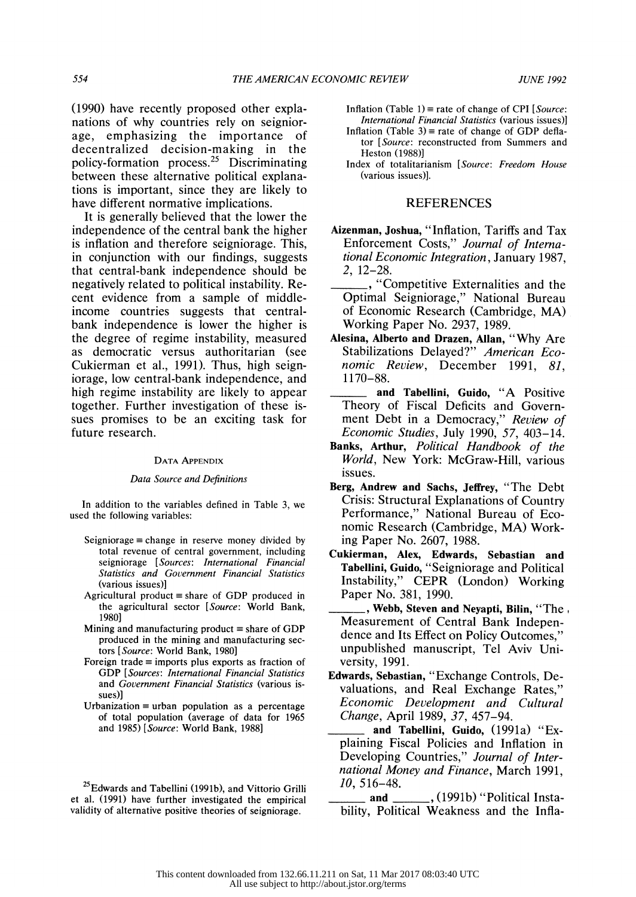(1990) have recently proposed other explanations of why countries rely on seigniorage, emphasizing the importance of decentralized decision-making in the policy-formation process.[25] Discriminating between these alternative political explanations is important, since they are likely to have different normative implications.

It is generally believed that the lower the independence of the central bank the higher is inflation and therefore seigniorage. This, in conjunction with our findings, suggests that central-bank independence should be negatively related to political instability. Recent evidence from a sample of middle-income countries suggests that central-bank independence is lower the higher is the degree of regime instability, measured as democratic versus authoritarian (see Cukierman et al., 1991). Thus, high seigniorage, low central-bank independence, and high regime instability are likely to appear together. Further investigation of these issues promises to be an exciting task for future research.

### Data Appendix

#### *Data Source and Definitions*

In addition to the variables defined in Table 3, we used the following variables:

- Seigniorage ≡ change in reserve money divided by total revenue of central government, including seigniorage [*Sources*: *International Financial Statistics and Government Financial Statistics* (various issues)]
- Agricultural product ≡ share of GDP produced in the agricultural sector [*Source*: World Bank, 1980]
- Mining and manufacturing product ≡ share of GDP produced in the mining and manufacturing sectors [*Source*: World Bank, 1980]
- Foreign trade ≡ imports plus exports as fraction of GDP [*Sources*: *International Financial Statistics* and *Government Financial Statistics* (various issues)]
- Urbanization ≡ urban population as a percentage of total population (average of data for 1965 and 1985) [*Source*: World Bank, 1988]
- Inflation (Table 1) ≡ rate of change of CPI [*Source*: *International Financial Statistics* (various issues)]
- Inflation (Table 3) ≡ rate of change of GDP deflator [*Source*: reconstructed from Summers and Heston (1988)]
- Index of totalitarianism [*Source*: *Freedom House* (various issues)].

[25] Edwards and Tabellini (1991b), and Vittorio Grilli et al. (1991) have further investigated the empirical validity of alternative positive theories of seigniorage.

## References

**Aizenman, Joshua,** "Inflation, Tariffs and Tax Enforcement Costs," *Journal of International Economic Integration*, January 1987, *2*, 12–28.

______, "Competitive Externalities and the Optimal Seigniorage," National Bureau of Economic Research (Cambridge, MA) Working Paper No. 2937, 1989.

**Alesina, Alberto and Drazen, Allan,** "Why Are Stabilizations Delayed?" *American Economic Review*, December 1991, *81*, 1170–88.

______ **and Tabellini, Guido,** "A Positive Theory of Fiscal Deficits and Government Debt in a Democracy," *Review of Economic Studies*, July 1990, *57*, 403–14.

**Banks, Arthur,** *Political Handbook of the World*, New York: McGraw-Hill, various issues.

**Berg, Andrew and Sachs, Jeffrey,** "The Debt Crisis: Structural Explanations of Country Performance," National Bureau of Economic Research (Cambridge, MA) Working Paper No. 2607, 1988.

**Cukierman, Alex, Edwards, Sebastian and Tabellini, Guido,** "Seigniorage and Political Instability," CEPR (London) Working Paper No. 381, 1990.

______, **Webb, Steven and Neyapti, Bilin,** "The Measurement of Central Bank Independence and Its Effect on Policy Outcomes," unpublished manuscript, Tel Aviv University, 1991.

**Edwards, Sebastian,** "Exchange Controls, Devaluations, and Real Exchange Rates," *Economic Development and Cultural Change*, April 1989, *37*, 457–94.

______ **and Tabellini, Guido,** (1991a) "Explaining Fiscal Policies and Inflation in Developing Countries," *Journal of International Money and Finance*, March 1991, *10*, 516–48.

______ **and** ______, (1991b) "Political Instability, Political Weakness and the Infla-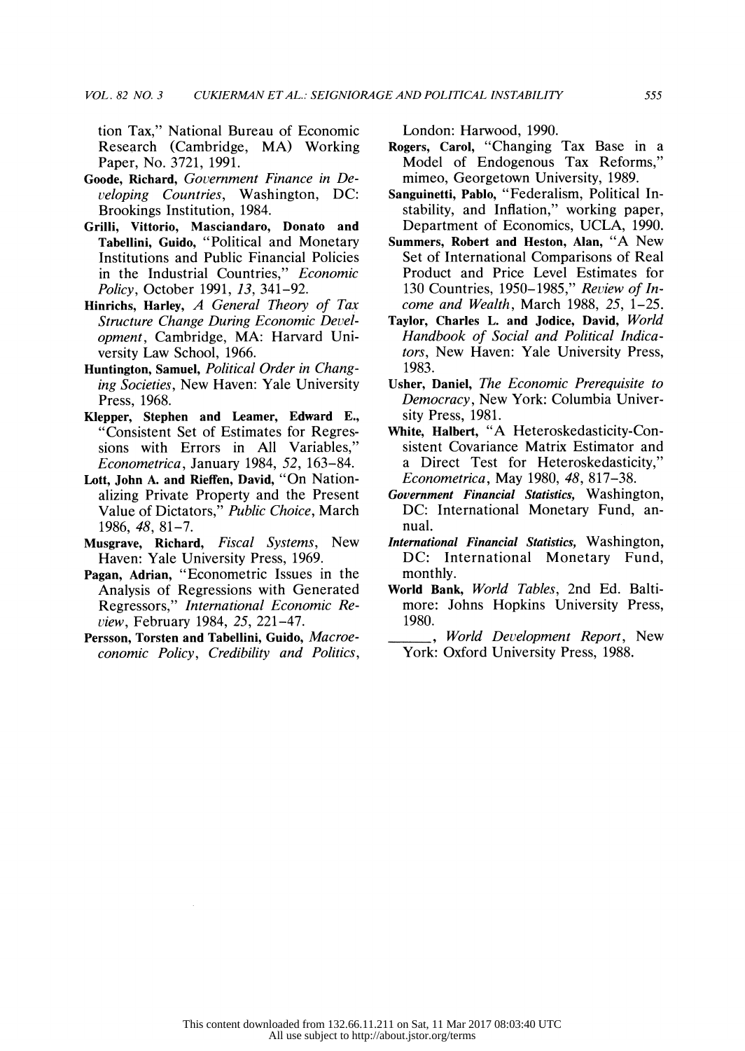tion Tax," National Bureau of Economic Research (Cambridge, MA) Working Paper, No. 3721, 1991.

**Goode, Richard,** *Government Finance in Developing Countries*, Washington, DC: Brookings Institution, 1984.

**Grilli, Vittorio, Masciandaro, Donato and Tabellini, Guido,** "Political and Monetary Institutions and Public Financial Policies in the Industrial Countries," *Economic Policy*, October 1991, *13*, 341–92.

**Hinrichs, Harley,** *A General Theory of Tax Structure Change During Economic Development*, Cambridge, MA: Harvard University Law School, 1966.

**Huntington, Samuel,** *Political Order in Changing Societies*, New Haven: Yale University Press, 1968.

**Klepper, Stephen and Leamer, Edward E.,** "Consistent Set of Estimates for Regressions with Errors in All Variables," *Econometrica*, January 1984, *52*, 163–84.

**Lott, John A. and Rieffen, David,** "On Nationalizing Private Property and the Present Value of Dictators," *Public Choice*, March 1986, *48*, 81–7.

**Musgrave, Richard,** *Fiscal Systems*, New Haven: Yale University Press, 1969.

**Pagan, Adrian,** "Econometric Issues in the Analysis of Regressions with Generated Regressors," *International Economic Review*, February 1984, *25*, 221–47.

**Persson, Torsten and Tabellini, Guido,** *Macroeconomic Policy, Credibility and Politics*, London: Harwood, 1990.

**Rogers, Carol,** "Changing Tax Base in a Model of Endogenous Tax Reforms," mimeo, Georgetown University, 1989.

**Sanguinetti, Pablo,** "Federalism, Political Instability, and Inflation," working paper, Department of Economics, UCLA, 1990.

**Summers, Robert and Heston, Alan,** "A New Set of International Comparisons of Real Product and Price Level Estimates for 130 Countries, 1950–1985," *Review of Income and Wealth*, March 1988, *25*, 1–25.

**Taylor, Charles L. and Jodice, David,** *World Handbook of Social and Political Indicators*, New Haven: Yale University Press, 1983.

**Usher, Daniel,** *The Economic Prerequisite to Democracy*, New York: Columbia University Press, 1981.

**White, Halbert,** "A Heteroskedasticity-Consistent Covariance Matrix Estimator and a Direct Test for Heteroskedasticity," *Econometrica*, May 1980, *48*, 817–38.

***Government Financial Statistics,*** Washington, DC: International Monetary Fund, annual.

***International Financial Statistics,*** Washington, DC: International Monetary Fund, monthly.

**World Bank,** *World Tables*, 2nd Ed. Baltimore: Johns Hopkins University Press, 1980.

______, *World Development Report*, New York: Oxford University Press, 1988.